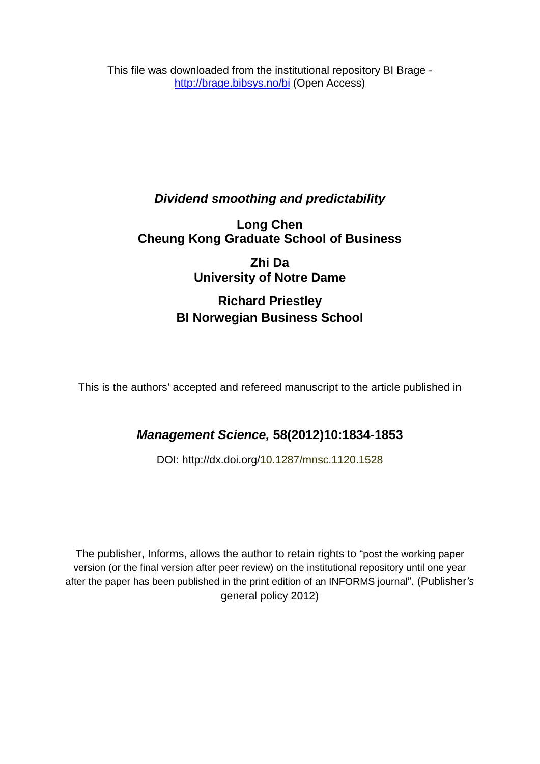This file was downloaded from the institutional repository BI Brage - http://brage.bibsys.no/bi (Open Access)

# *Dividend smoothing and predictability*

**Long Chen**
**Cheung Kong Graduate School of Business**

**Zhi Da**
**University of Notre Dame**

**Richard Priestley**
**BI Norwegian Business School**

This is the authors' accepted and refereed manuscript to the article published in

***Management Science,* 58(2012)10:1834-1853**

DOI: http://dx.doi.org/10.1287/mnsc.1120.1528

The publisher, Informs, allows the author to retain rights to "post the working paper version (or the final version after peer review) on the institutional repository until one year after the paper has been published in the print edition of an INFORMS journal". (Publisher's general policy 2012)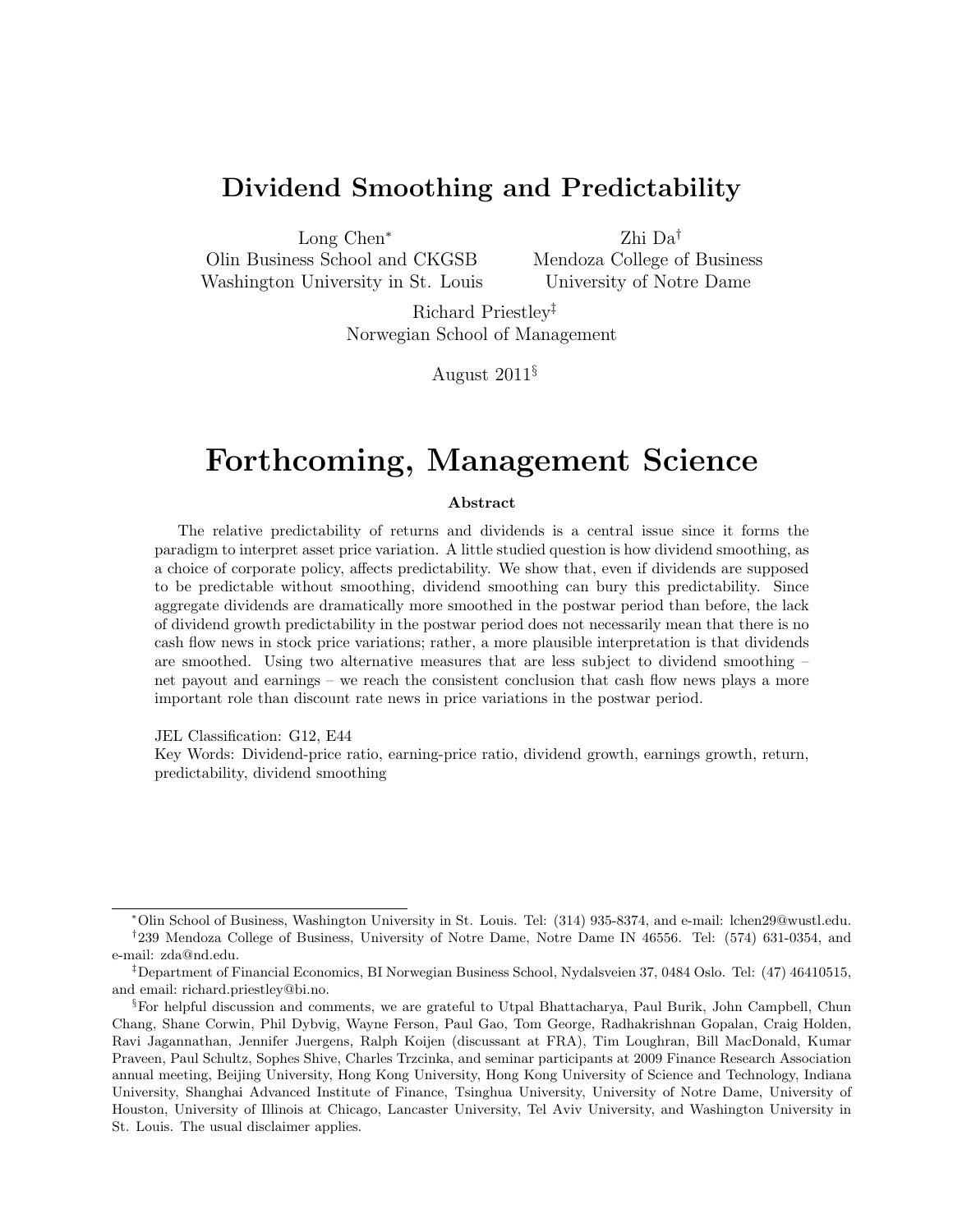# Dividend Smoothing and Predictability

Long Chen*
Olin Business School and CKGSB
Washington University in St. Louis

Zhi Da†
Mendoza College of Business
University of Notre Dame

Richard Priestley‡
Norwegian School of Management

August 2011§

# Forthcoming, Management Science

**Abstract**

The relative predictability of returns and dividends is a central issue since it forms the paradigm to interpret asset price variation. A little studied question is how dividend smoothing, as a choice of corporate policy, affects predictability. We show that, even if dividends are supposed to be predictable without smoothing, dividend smoothing can bury this predictability. Since aggregate dividends are dramatically more smoothed in the postwar period than before, the lack of dividend growth predictability in the postwar period does not necessarily mean that there is no cash flow news in stock price variations; rather, a more plausible interpretation is that dividends are smoothed. Using two alternative measures that are less subject to dividend smoothing – net payout and earnings – we reach the consistent conclusion that cash flow news plays a more important role than discount rate news in price variations in the postwar period.

JEL Classification: G12, E44

Key Words: Dividend-price ratio, earning-price ratio, dividend growth, earnings growth, return, predictability, dividend smoothing

---

*Olin School of Business, Washington University in St. Louis. Tel: (314) 935-8374, and e-mail: lchen29@wustl.edu.

†239 Mendoza College of Business, University of Notre Dame, Notre Dame IN 46556. Tel: (574) 631-0354, and e-mail: zda@nd.edu.

‡Department of Financial Economics, BI Norwegian Business School, Nydalsveien 37, 0484 Oslo. Tel: (47) 46410515, and email: richard.priestley@bi.no.

§For helpful discussion and comments, we are grateful to Utpal Bhattacharya, Paul Burik, John Campbell, Chun Chang, Shane Corwin, Phil Dybvig, Wayne Ferson, Paul Gao, Tom George, Radhakrishnan Gopalan, Craig Holden, Ravi Jagannathan, Jennifer Juergens, Ralph Koijen (discussant at FRA), Tim Loughran, Bill MacDonald, Kumar Praveen, Paul Schultz, Sophes Shive, Charles Trzcinka, and seminar participants at 2009 Finance Research Association annual meeting, Beijing University, Hong Kong University, Hong Kong University of Science and Technology, Indiana University, Shanghai Advanced Institute of Finance, Tsinghua University, University of Notre Dame, University of Houston, University of Illinois at Chicago, Lancaster University, Tel Aviv University, and Washington University in St. Louis. The usual disclaimer applies.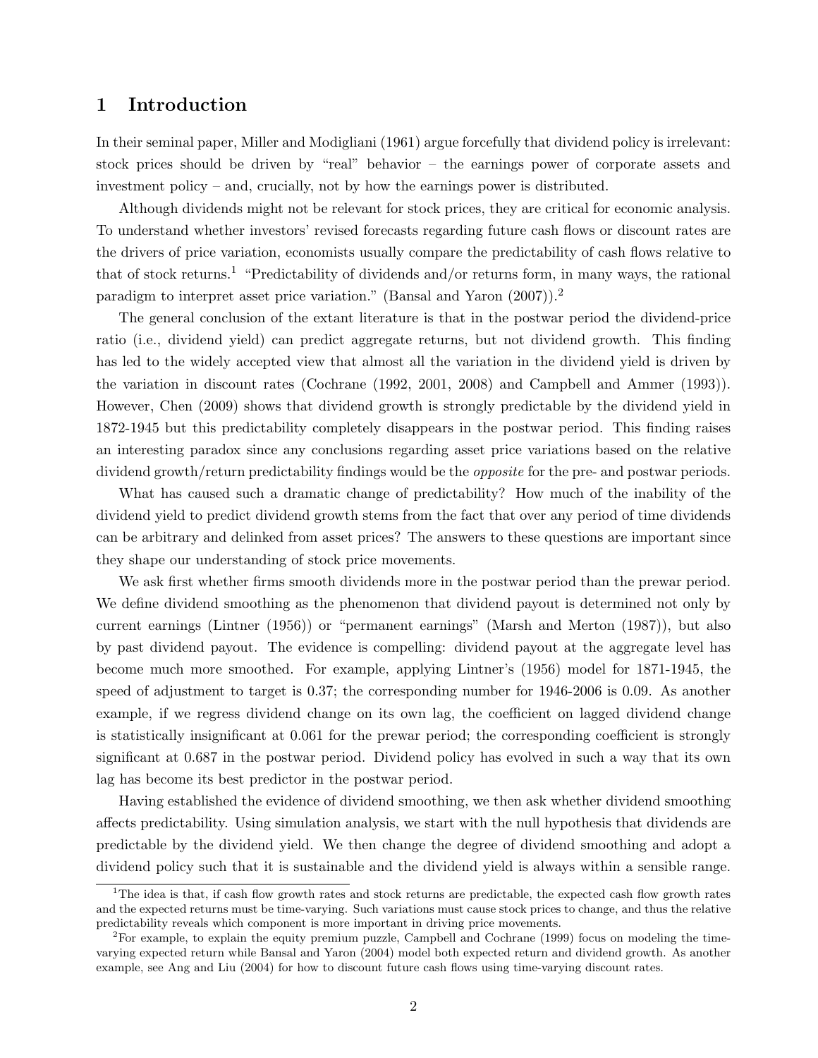# 1 Introduction

In their seminal paper, Miller and Modigliani (1961) argue forcefully that dividend policy is irrelevant: stock prices should be driven by "real" behavior – the earnings power of corporate assets and investment policy – and, crucially, not by how the earnings power is distributed.

Although dividends might not be relevant for stock prices, they are critical for economic analysis. To understand whether investors' revised forecasts regarding future cash flows or discount rates are the drivers of price variation, economists usually compare the predictability of cash flows relative to that of stock returns.[1] "Predictability of dividends and/or returns form, in many ways, the rational paradigm to interpret asset price variation." (Bansal and Yaron (2007)).[2]

The general conclusion of the extant literature is that in the postwar period the dividend-price ratio (i.e., dividend yield) can predict aggregate returns, but not dividend growth. This finding has led to the widely accepted view that almost all the variation in the dividend yield is driven by the variation in discount rates (Cochrane (1992, 2001, 2008) and Campbell and Ammer (1993)). However, Chen (2009) shows that dividend growth is strongly predictable by the dividend yield in 1872-1945 but this predictability completely disappears in the postwar period. This finding raises an interesting paradox since any conclusions regarding asset price variations based on the relative dividend growth/return predictability findings would be the *opposite* for the pre- and postwar periods.

What has caused such a dramatic change of predictability? How much of the inability of the dividend yield to predict dividend growth stems from the fact that over any period of time dividends can be arbitrary and delinked from asset prices? The answers to these questions are important since they shape our understanding of stock price movements.

We ask first whether firms smooth dividends more in the postwar period than the prewar period. We define dividend smoothing as the phenomenon that dividend payout is determined not only by current earnings (Lintner (1956)) or "permanent earnings" (Marsh and Merton (1987)), but also by past dividend payout. The evidence is compelling: dividend payout at the aggregate level has become much more smoothed. For example, applying Lintner's (1956) model for 1871-1945, the speed of adjustment to target is 0.37; the corresponding number for 1946-2006 is 0.09. As another example, if we regress dividend change on its own lag, the coefficient on lagged dividend change is statistically insignificant at 0.061 for the prewar period; the corresponding coefficient is strongly significant at 0.687 in the postwar period. Dividend policy has evolved in such a way that its own lag has become its best predictor in the postwar period.

Having established the evidence of dividend smoothing, we then ask whether dividend smoothing affects predictability. Using simulation analysis, we start with the null hypothesis that dividends are predictable by the dividend yield. We then change the degree of dividend smoothing and adopt a dividend policy such that it is sustainable and the dividend yield is always within a sensible range.

[1] The idea is that, if cash flow growth rates and stock returns are predictable, the expected cash flow growth rates and the expected returns must be time-varying. Such variations must cause stock prices to change, and thus the relative predictability reveals which component is more important in driving price movements.

[2] For example, to explain the equity premium puzzle, Campbell and Cochrane (1999) focus on modeling the time-varying expected return while Bansal and Yaron (2004) model both expected return and dividend growth. As another example, see Ang and Liu (2004) for how to discount future cash flows using time-varying discount rates.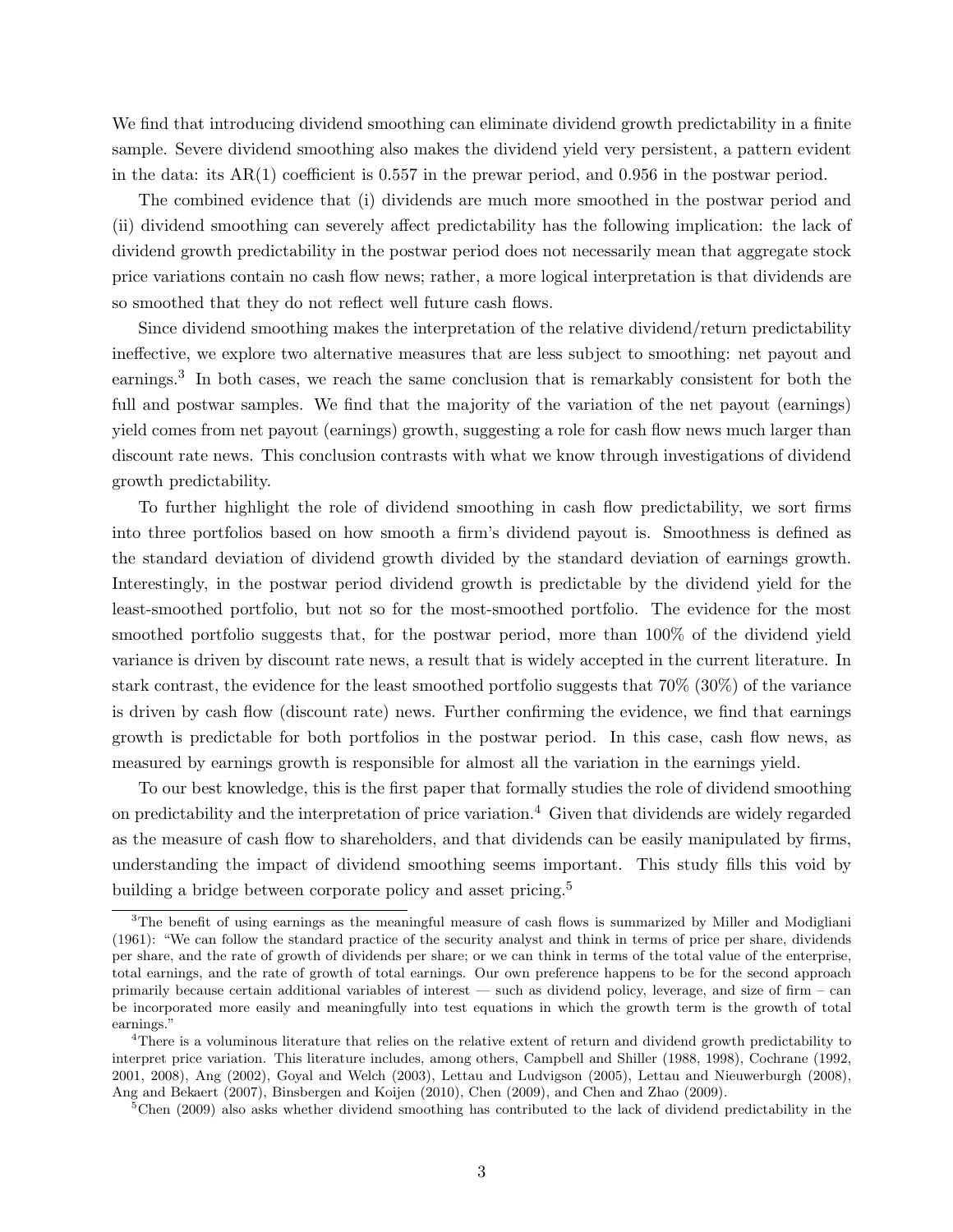We find that introducing dividend smoothing can eliminate dividend growth predictability in a finite sample. Severe dividend smoothing also makes the dividend yield very persistent, a pattern evident in the data: its AR(1) coefficient is 0.557 in the prewar period, and 0.956 in the postwar period.

The combined evidence that (i) dividends are much more smoothed in the postwar period and (ii) dividend smoothing can severely affect predictability has the following implication: the lack of dividend growth predictability in the postwar period does not necessarily mean that aggregate stock price variations contain no cash flow news; rather, a more logical interpretation is that dividends are so smoothed that they do not reflect well future cash flows.

Since dividend smoothing makes the interpretation of the relative dividend/return predictability ineffective, we explore two alternative measures that are less subject to smoothing: net payout and earnings.[3] In both cases, we reach the same conclusion that is remarkably consistent for both the full and postwar samples. We find that the majority of the variation of the net payout (earnings) yield comes from net payout (earnings) growth, suggesting a role for cash flow news much larger than discount rate news. This conclusion contrasts with what we know through investigations of dividend growth predictability.

To further highlight the role of dividend smoothing in cash flow predictability, we sort firms into three portfolios based on how smooth a firm's dividend payout is. Smoothness is defined as the standard deviation of dividend growth divided by the standard deviation of earnings growth. Interestingly, in the postwar period dividend growth is predictable by the dividend yield for the least-smoothed portfolio, but not so for the most-smoothed portfolio. The evidence for the most smoothed portfolio suggests that, for the postwar period, more than 100% of the dividend yield variance is driven by discount rate news, a result that is widely accepted in the current literature. In stark contrast, the evidence for the least smoothed portfolio suggests that 70% (30%) of the variance is driven by cash flow (discount rate) news. Further confirming the evidence, we find that earnings growth is predictable for both portfolios in the postwar period. In this case, cash flow news, as measured by earnings growth is responsible for almost all the variation in the earnings yield.

To our best knowledge, this is the first paper that formally studies the role of dividend smoothing on predictability and the interpretation of price variation.[4] Given that dividends are widely regarded as the measure of cash flow to shareholders, and that dividends can be easily manipulated by firms, understanding the impact of dividend smoothing seems important. This study fills this void by building a bridge between corporate policy and asset pricing.[5]

[3] The benefit of using earnings as the meaningful measure of cash flows is summarized by Miller and Modigliani (1961): "We can follow the standard practice of the security analyst and think in terms of price per share, dividends per share, and the rate of growth of dividends per share; or we can think in terms of the total value of the enterprise, total earnings, and the rate of growth of total earnings. Our own preference happens to be for the second approach primarily because certain additional variables of interest — such as dividend policy, leverage, and size of firm – can be incorporated more easily and meaningfully into test equations in which the growth term is the growth of total earnings."

[4] There is a voluminous literature that relies on the relative extent of return and dividend growth predictability to interpret price variation. This literature includes, among others, Campbell and Shiller (1988, 1998), Cochrane (1992, 2001, 2008), Ang (2002), Goyal and Welch (2003), Lettau and Ludvigson (2005), Lettau and Nieuwerburgh (2008), Ang and Bekaert (2007), Binsbergen and Koijen (2010), Chen (2009), and Chen and Zhao (2009).

[5] Chen (2009) also asks whether dividend smoothing has contributed to the lack of dividend predictability in the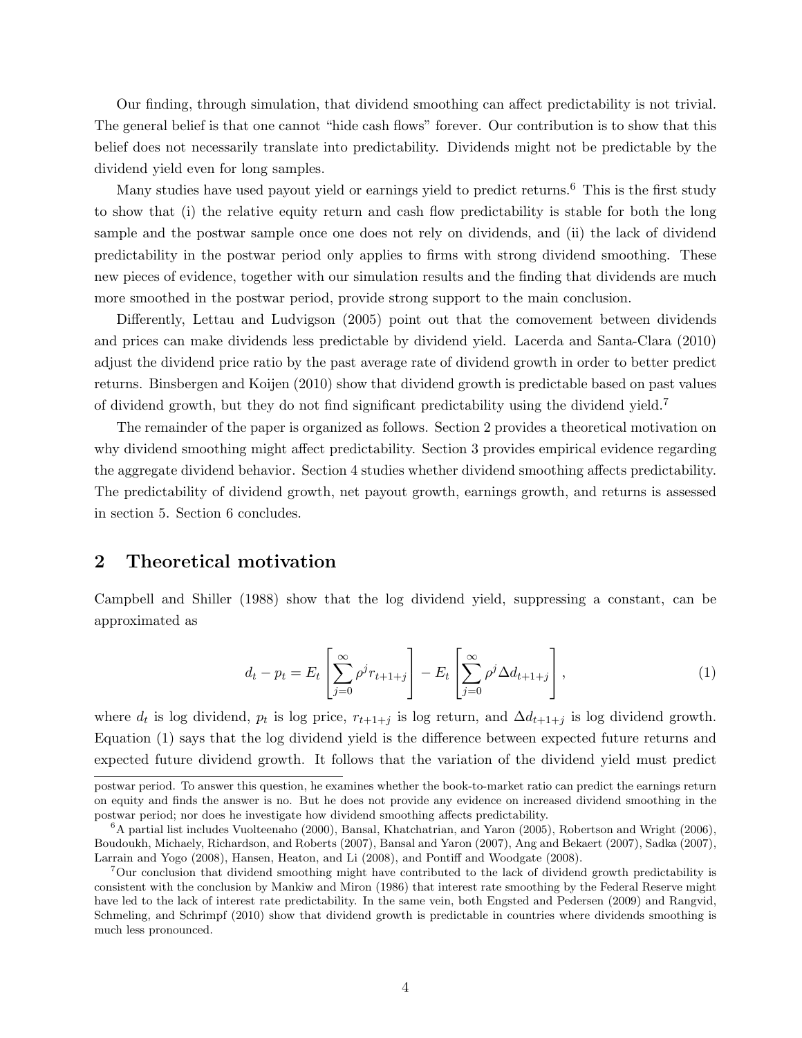Our finding, through simulation, that dividend smoothing can affect predictability is not trivial. The general belief is that one cannot "hide cash flows" forever. Our contribution is to show that this belief does not necessarily translate into predictability. Dividends might not be predictable by the dividend yield even for long samples.

Many studies have used payout yield or earnings yield to predict returns.[6] This is the first study to show that (i) the relative equity return and cash flow predictability is stable for both the long sample and the postwar sample once one does not rely on dividends, and (ii) the lack of dividend predictability in the postwar period only applies to firms with strong dividend smoothing. These new pieces of evidence, together with our simulation results and the finding that dividends are much more smoothed in the postwar period, provide strong support to the main conclusion.

Differently, Lettau and Ludvigson (2005) point out that the comovement between dividends and prices can make dividends less predictable by dividend yield. Lacerda and Santa-Clara (2010) adjust the dividend price ratio by the past average rate of dividend growth in order to better predict returns. Binsbergen and Koijen (2010) show that dividend growth is predictable based on past values of dividend growth, but they do not find significant predictability using the dividend yield.[7]

The remainder of the paper is organized as follows. Section 2 provides a theoretical motivation on why dividend smoothing might affect predictability. Section 3 provides empirical evidence regarding the aggregate dividend behavior. Section 4 studies whether dividend smoothing affects predictability. The predictability of dividend growth, net payout growth, earnings growth, and returns is assessed in section 5. Section 6 concludes.

## 2 Theoretical motivation

Campbell and Shiller (1988) show that the log dividend yield, suppressing a constant, can be approximated as

$$d_t - p_t = E_t\left[\sum_{j=0}^{\infty} \rho^j r_{t+1+j}\right] - E_t\left[\sum_{j=0}^{\infty} \rho^j \Delta d_{t+1+j}\right], \tag{1}$$

where $d_t$ is log dividend, $p_t$ is log price, $r_{t+1+j}$ is log return, and $\Delta d_{t+1+j}$ is log dividend growth. Equation (1) says that the log dividend yield is the difference between expected future returns and expected future dividend growth. It follows that the variation of the dividend yield must predict

---

postwar period. To answer this question, he examines whether the book-to-market ratio can predict the earnings return on equity and finds the answer is no. But he does not provide any evidence on increased dividend smoothing in the postwar period; nor does he investigate how dividend smoothing affects predictability.

[6] A partial list includes Vuolteenaho (2000), Bansal, Khatchatrian, and Yaron (2005), Robertson and Wright (2006), Boudoukh, Michaely, Richardson, and Roberts (2007), Bansal and Yaron (2007), Ang and Bekaert (2007), Sadka (2007), Larrain and Yogo (2008), Hansen, Heaton, and Li (2008), and Pontiff and Woodgate (2008).

[7] Our conclusion that dividend smoothing might have contributed to the lack of dividend growth predictability is consistent with the conclusion by Mankiw and Miron (1986) that interest rate smoothing by the Federal Reserve might have led to the lack of interest rate predictability. In the same vein, both Engsted and Pedersen (2009) and Rangvid, Schmeling, and Schrimpf (2010) show that dividend growth is predictable in countries where dividends smoothing is much less pronounced.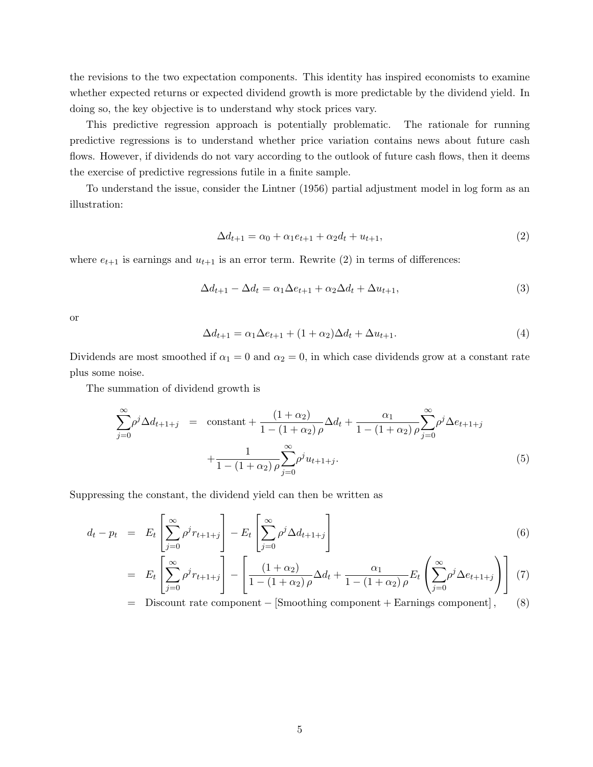the revisions to the two expectation components. This identity has inspired economists to examine whether expected returns or expected dividend growth is more predictable by the dividend yield. In doing so, the key objective is to understand why stock prices vary.

This predictive regression approach is potentially problematic. The rationale for running predictive regressions is to understand whether price variation contains news about future cash flows. However, if dividends do not vary according to the outlook of future cash flows, then it deems the exercise of predictive regressions futile in a finite sample.

To understand the issue, consider the Lintner (1956) partial adjustment model in log form as an illustration:

$$\Delta d_{t+1} = \alpha_0 + \alpha_1 e_{t+1} + \alpha_2 d_t + u_{t+1}, \tag{2}$$

where $e_{t+1}$ is earnings and $u_{t+1}$ is an error term. Rewrite (2) in terms of differences:

$$\Delta d_{t+1} - \Delta d_t = \alpha_1 \Delta e_{t+1} + \alpha_2 \Delta d_t + \Delta u_{t+1}, \tag{3}$$

or

$$\Delta d_{t+1} = \alpha_1 \Delta e_{t+1} + (1 + \alpha_2)\Delta d_t + \Delta u_{t+1}. \tag{4}$$

Dividends are most smoothed if $\alpha_1 = 0$ and $\alpha_2 = 0$, in which case dividends grow at a constant rate plus some noise.

The summation of dividend growth is

$$\begin{aligned}
\sum_{j=0}^{\infty} \rho^j \Delta d_{t+1+j} \quad &= \quad \text{constant} + \frac{(1+\alpha_2)}{1-(1+\alpha_2)\rho}\Delta d_t + \frac{\alpha_1}{1-(1+\alpha_2)\rho}\sum_{j=0}^{\infty}\rho^j \Delta e_{t+1+j} \\
&\quad + \frac{1}{1-(1+\alpha_2)\rho}\sum_{j=0}^{\infty}\rho^j u_{t+1+j}.
\end{aligned} \tag{5}$$

Suppressing the constant, the dividend yield can then be written as

$$d_t - p_t = E_t\left[\sum_{j=0}^{\infty} \rho^j r_{t+1+j}\right] - E_t\left[\sum_{j=0}^{\infty} \rho^j \Delta d_{t+1+j}\right] \tag{6}$$

$$= E_t\left[\sum_{j=0}^{\infty} \rho^j r_{t+1+j}\right] - \left[\frac{(1+\alpha_2)}{1-(1+\alpha_2)\rho}\Delta d_t + \frac{\alpha_1}{1-(1+\alpha_2)\rho}E_t\left(\sum_{j=0}^{\infty}\rho^j \Delta e_{t+1+j}\right)\right] \tag{7}$$

$$= \text{Discount rate component} - [\text{Smoothing component} + \text{Earnings component}], \tag{8}$$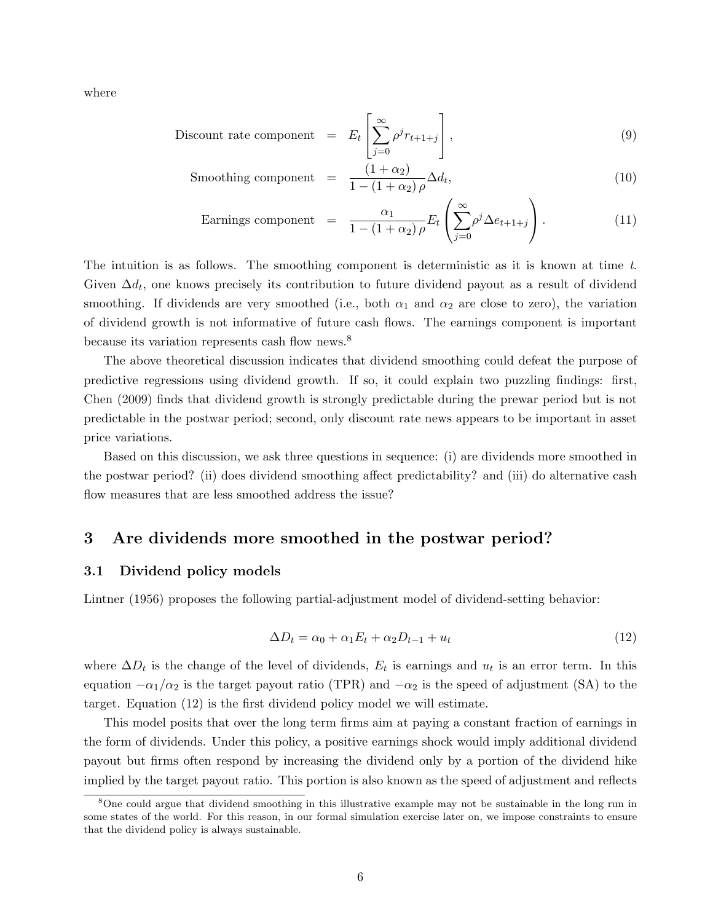where

$$
\begin{aligned}
\text{Discount rate component} &= E_t\left[\sum_{j=0}^{\infty}\rho^j r_{t+1+j}\right], &(9)\\
\text{Smoothing component} &= \frac{(1+\alpha_2)}{1-(1+\alpha_2)\rho}\Delta d_t, &(10)\\
\text{Earnings component} &= \frac{\alpha_1}{1-(1+\alpha_2)\rho}E_t\left(\sum_{j=0}^{\infty}\rho^j\Delta e_{t+1+j}\right). &(11)
\end{aligned}
$$

The intuition is as follows. The smoothing component is deterministic as it is known at time $t$. Given $\Delta d_t$, one knows precisely its contribution to future dividend payout as a result of dividend smoothing. If dividends are very smoothed (i.e., both $\alpha_1$ and $\alpha_2$ are close to zero), the variation of dividend growth is not informative of future cash flows. The earnings component is important because its variation represents cash flow news.[8]

The above theoretical discussion indicates that dividend smoothing could defeat the purpose of predictive regressions using dividend growth. If so, it could explain two puzzling findings: first, Chen (2009) finds that dividend growth is strongly predictable during the prewar period but is not predictable in the postwar period; second, only discount rate news appears to be important in asset price variations.

Based on this discussion, we ask three questions in sequence: (i) are dividends more smoothed in the postwar period? (ii) does dividend smoothing affect predictability? and (iii) do alternative cash flow measures that are less smoothed address the issue?

## 3 Are dividends more smoothed in the postwar period?

### 3.1 Dividend policy models

Lintner (1956) proposes the following partial-adjustment model of dividend-setting behavior:

$$
\Delta D_t = \alpha_0 + \alpha_1 E_t + \alpha_2 D_{t-1} + u_t \tag{12}
$$

where $\Delta D_t$ is the change of the level of dividends, $E_t$ is earnings and $u_t$ is an error term. In this equation $-\alpha_1/\alpha_2$ is the target payout ratio (TPR) and $-\alpha_2$ is the speed of adjustment (SA) to the target. Equation (12) is the first dividend policy model we will estimate.

This model posits that over the long term firms aim at paying a constant fraction of earnings in the form of dividends. Under this policy, a positive earnings shock would imply additional dividend payout but firms often respond by increasing the dividend only by a portion of the dividend hike implied by the target payout ratio. This portion is also known as the speed of adjustment and reflects

[8] One could argue that dividend smoothing in this illustrative example may not be sustainable in the long run in some states of the world. For this reason, in our formal simulation exercise later on, we impose constraints to ensure that the dividend policy is always sustainable.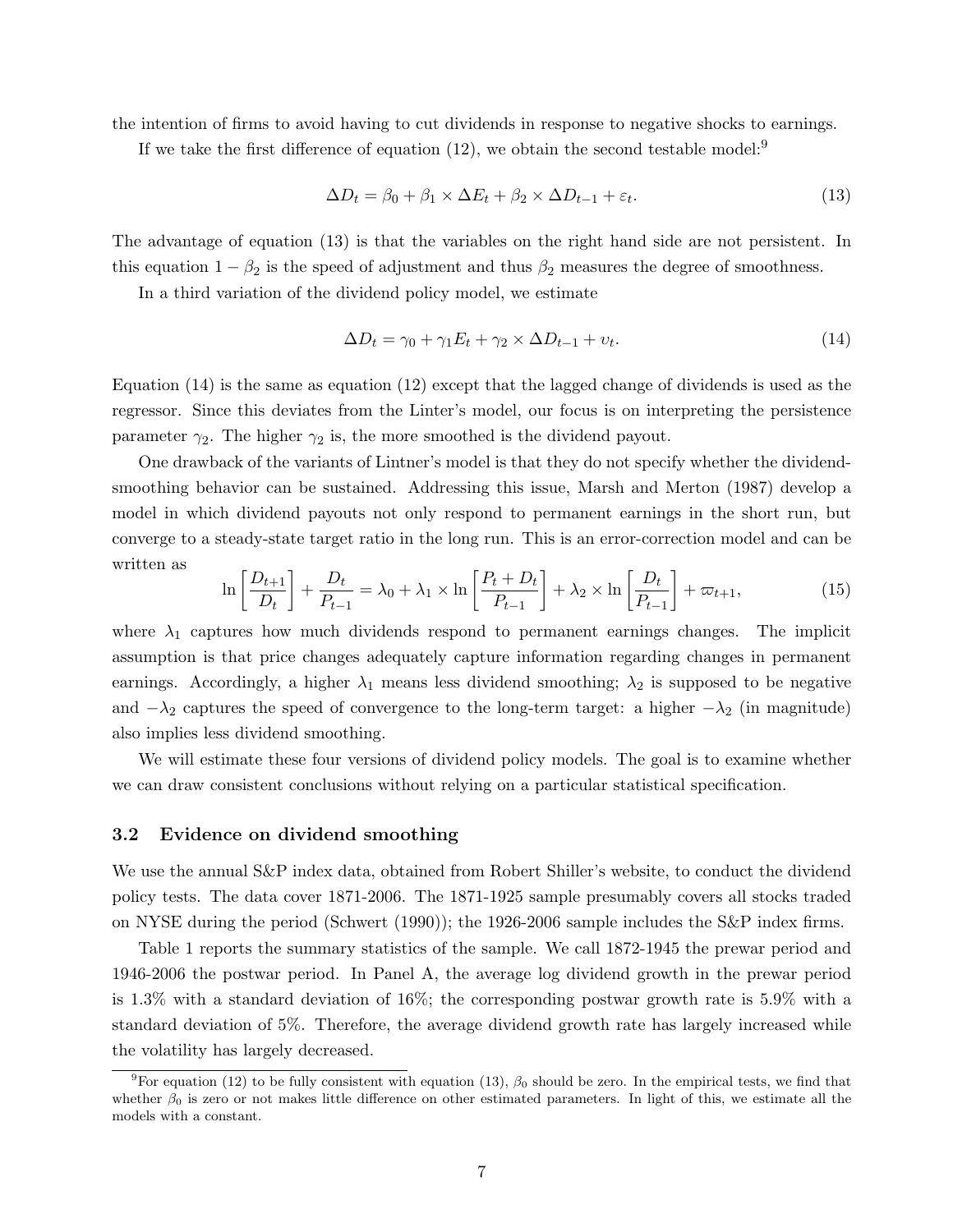the intention of firms to avoid having to cut dividends in response to negative shocks to earnings.

If we take the first difference of equation (12), we obtain the second testable model:[9]

$$\Delta D_t = \beta_0 + \beta_1 \times \Delta E_t + \beta_2 \times \Delta D_{t-1} + \varepsilon_t. \tag{13}$$

The advantage of equation (13) is that the variables on the right hand side are not persistent. In this equation $1 - \beta_2$ is the speed of adjustment and thus $\beta_2$ measures the degree of smoothness.

In a third variation of the dividend policy model, we estimate

$$\Delta D_t = \gamma_0 + \gamma_1 E_t + \gamma_2 \times \Delta D_{t-1} + \upsilon_t. \tag{14}$$

Equation (14) is the same as equation (12) except that the lagged change of dividends is used as the regressor. Since this deviates from the Linter's model, our focus is on interpreting the persistence parameter $\gamma_2$. The higher $\gamma_2$ is, the more smoothed is the dividend payout.

One drawback of the variants of Lintner's model is that they do not specify whether the dividend-smoothing behavior can be sustained. Addressing this issue, Marsh and Merton (1987) develop a model in which dividend payouts not only respond to permanent earnings in the short run, but converge to a steady-state target ratio in the long run. This is an error-correction model and can be written as

$$\ln\left[\frac{D_{t+1}}{D_t}\right] + \frac{D_t}{P_{t-1}} = \lambda_0 + \lambda_1 \times \ln\left[\frac{P_t + D_t}{P_{t-1}}\right] + \lambda_2 \times \ln\left[\frac{D_t}{P_{t-1}}\right] + \varpi_{t+1}, \tag{15}$$

where $\lambda_1$ captures how much dividends respond to permanent earnings changes. The implicit assumption is that price changes adequately capture information regarding changes in permanent earnings. Accordingly, a higher $\lambda_1$ means less dividend smoothing; $\lambda_2$ is supposed to be negative and $-\lambda_2$ captures the speed of convergence to the long-term target: a higher $-\lambda_2$ (in magnitude) also implies less dividend smoothing.

We will estimate these four versions of dividend policy models. The goal is to examine whether we can draw consistent conclusions without relying on a particular statistical specification.

## 3.2 Evidence on dividend smoothing

We use the annual S&P index data, obtained from Robert Shiller's website, to conduct the dividend policy tests. The data cover 1871-2006. The 1871-1925 sample presumably covers all stocks traded on NYSE during the period (Schwert (1990)); the 1926-2006 sample includes the S&P index firms.

Table 1 reports the summary statistics of the sample. We call 1872-1945 the prewar period and 1946-2006 the postwar period. In Panel A, the average log dividend growth in the prewar period is 1.3% with a standard deviation of 16%; the corresponding postwar growth rate is 5.9% with a standard deviation of 5%. Therefore, the average dividend growth rate has largely increased while the volatility has largely decreased.

[9] For equation (12) to be fully consistent with equation (13), $\beta_0$ should be zero. In the empirical tests, we find that whether $\beta_0$ is zero or not makes little difference on other estimated parameters. In light of this, we estimate all the models with a constant.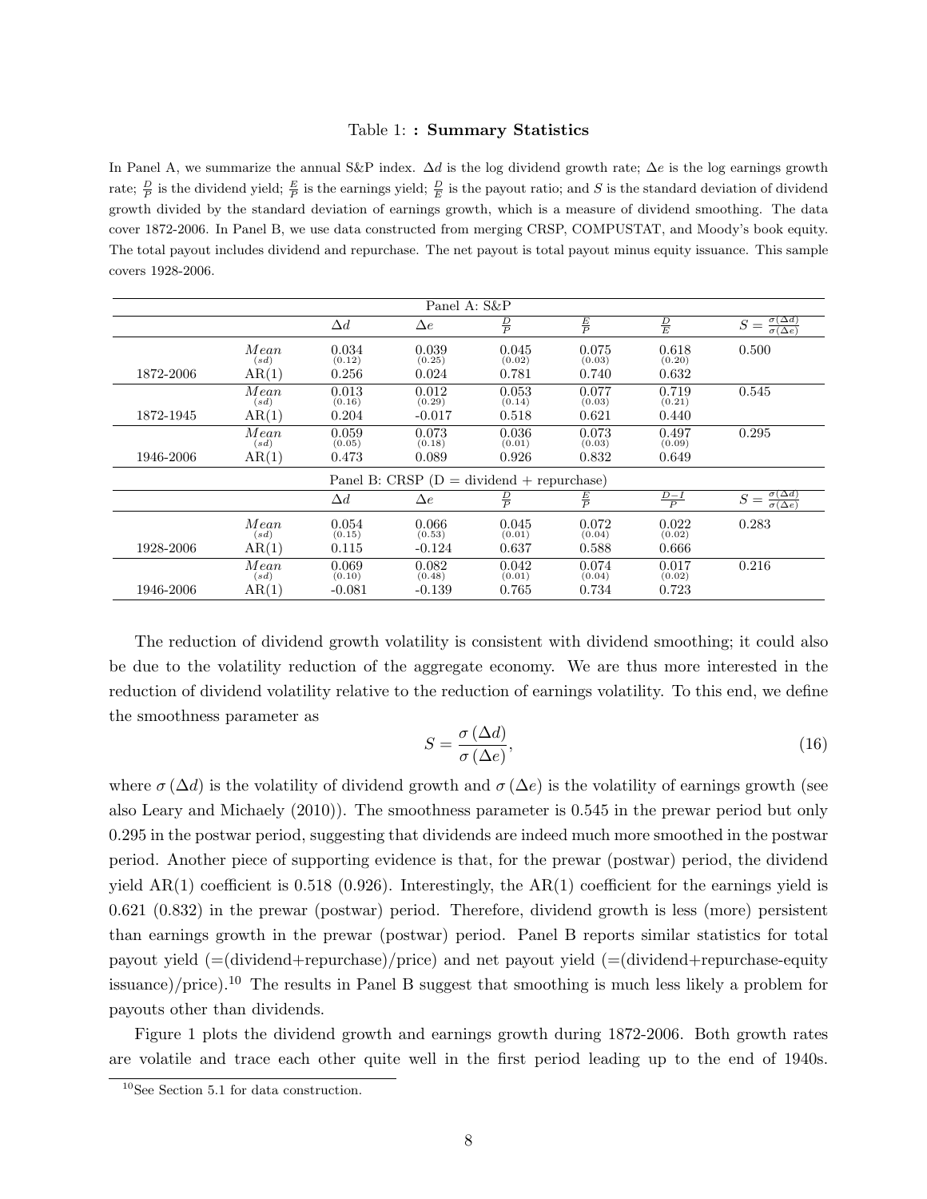Table 1: **: Summary Statistics**

In Panel A, we summarize the annual S&P index. $\Delta d$ is the log dividend growth rate; $\Delta e$ is the log earnings growth rate; $\frac{D}{P}$ is the dividend yield; $\frac{E}{P}$ is the earnings yield; $\frac{D}{E}$ is the payout ratio; and $S$ is the standard deviation of dividend growth divided by the standard deviation of earnings growth, which is a measure of dividend smoothing. The data cover 1872-2006. In Panel B, we use data constructed from merging CRSP, COMPUSTAT, and Moody's book equity. The total payout includes dividend and repurchase. The net payout is total payout minus equity issuance. This sample covers 1928-2006.

| Panel A: S&P | | | | | | | |
|---|---|---|---|---|---|---|---|
| | | $\Delta d$ | $\Delta e$ | $\frac{D}{P}$ | $\frac{E}{P}$ | $\frac{D}{E}$ | $S = \frac{\sigma(\Delta d)}{\sigma(\Delta e)}$ |
| | $Mean$ $(sd)$ | 0.034 (0.12) | 0.039 (0.25) | 0.045 (0.02) | 0.075 (0.03) | 0.618 (0.20) | 0.500 |
| 1872-2006 | AR(1) | 0.256 | 0.024 | 0.781 | 0.740 | 0.632 | |
| | $Mean$ $(sd)$ | 0.013 (0.16) | 0.012 (0.29) | 0.053 (0.14) | 0.077 (0.03) | 0.719 (0.21) | 0.545 |
| 1872-1945 | AR(1) | 0.204 | -0.017 | 0.518 | 0.621 | 0.440 | |
| | $Mean$ $(sd)$ | 0.059 (0.05) | 0.073 (0.18) | 0.036 (0.01) | 0.073 (0.03) | 0.497 (0.09) | 0.295 |
| 1946-2006 | AR(1) | 0.473 | 0.089 | 0.926 | 0.832 | 0.649 | |
| Panel B: CRSP (D = dividend + repurchase) | | | | | | | |
| | | $\Delta d$ | $\Delta e$ | $\frac{D}{P}$ | $\frac{E}{P}$ | $\frac{D-I}{P}$ | $S = \frac{\sigma(\Delta d)}{\sigma(\Delta e)}$ |
| | $Mean$ $(sd)$ | 0.054 (0.15) | 0.066 (0.53) | 0.045 (0.01) | 0.072 (0.04) | 0.022 (0.02) | 0.283 |
| 1928-2006 | AR(1) | 0.115 | -0.124 | 0.637 | 0.588 | 0.666 | |
| | $Mean$ $(sd)$ | 0.069 (0.10) | 0.082 (0.48) | 0.042 (0.01) | 0.074 (0.04) | 0.017 (0.02) | 0.216 |
| 1946-2006 | AR(1) | -0.081 | -0.139 | 0.765 | 0.734 | 0.723 | |

The reduction of dividend growth volatility is consistent with dividend smoothing; it could also be due to the volatility reduction of the aggregate economy. We are thus more interested in the reduction of dividend volatility relative to the reduction of earnings volatility. To this end, we define the smoothness parameter as

$$S = \frac{\sigma(\Delta d)}{\sigma(\Delta e)}, \tag{16}$$

where $\sigma(\Delta d)$ is the volatility of dividend growth and $\sigma(\Delta e)$ is the volatility of earnings growth (see also Leary and Michaely (2010)). The smoothness parameter is 0.545 in the prewar period but only 0.295 in the postwar period, suggesting that dividends are indeed much more smoothed in the postwar period. Another piece of supporting evidence is that, for the prewar (postwar) period, the dividend yield AR(1) coefficient is 0.518 (0.926). Interestingly, the AR(1) coefficient for the earnings yield is 0.621 (0.832) in the prewar (postwar) period. Therefore, dividend growth is less (more) persistent than earnings growth in the prewar (postwar) period. Panel B reports similar statistics for total payout yield (=(dividend+repurchase)/price) and net payout yield (=(dividend+repurchase-equity issuance)/price).[10] The results in Panel B suggest that smoothing is much less likely a problem for payouts other than dividends.

Figure 1 plots the dividend growth and earnings growth during 1872-2006. Both growth rates are volatile and trace each other quite well in the first period leading up to the end of 1940s.

[10] See Section 5.1 for data construction.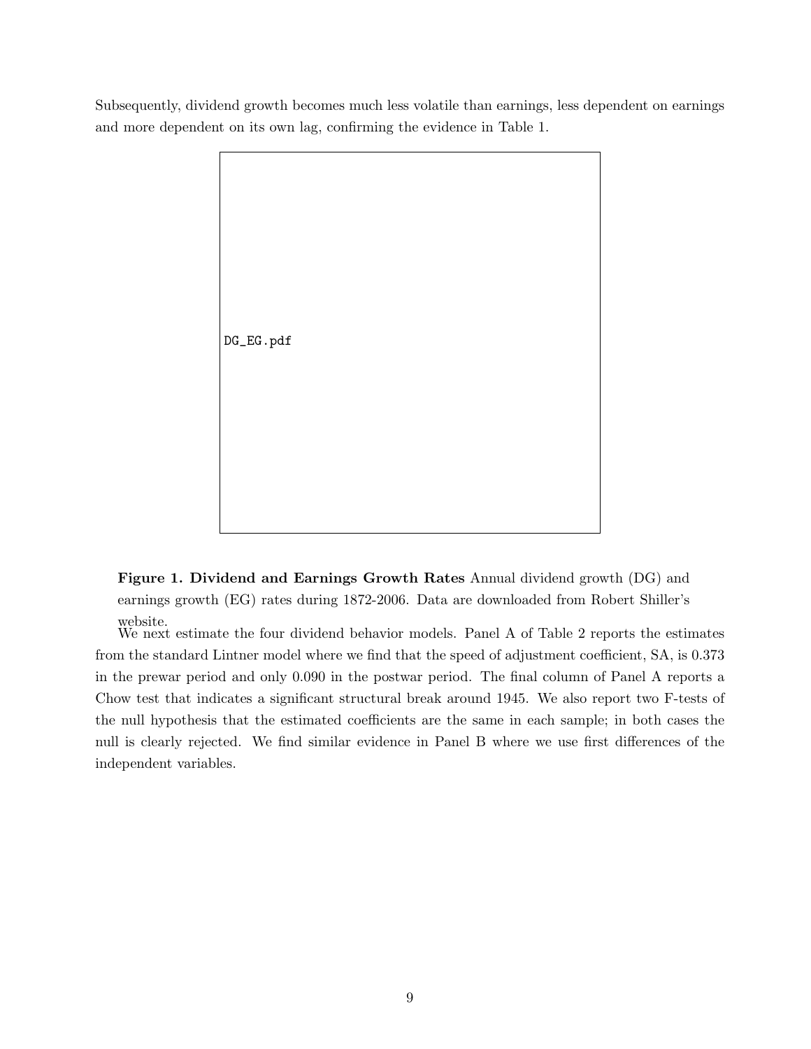Subsequently, dividend growth becomes much less volatile than earnings, less dependent on earnings and more dependent on its own lag, confirming the evidence in Table 1.

DG_EG.pdf

**Figure 1. Dividend and Earnings Growth Rates** Annual dividend growth (DG) and earnings growth (EG) rates during 1872-2006. Data are downloaded from Robert Shiller's website.

We next estimate the four dividend behavior models. Panel A of Table 2 reports the estimates from the standard Lintner model where we find that the speed of adjustment coefficient, SA, is 0.373 in the prewar period and only 0.090 in the postwar period. The final column of Panel A reports a Chow test that indicates a significant structural break around 1945. We also report two F-tests of the null hypothesis that the estimated coefficients are the same in each sample; in both cases the null is clearly rejected. We find similar evidence in Panel B where we use first differences of the independent variables.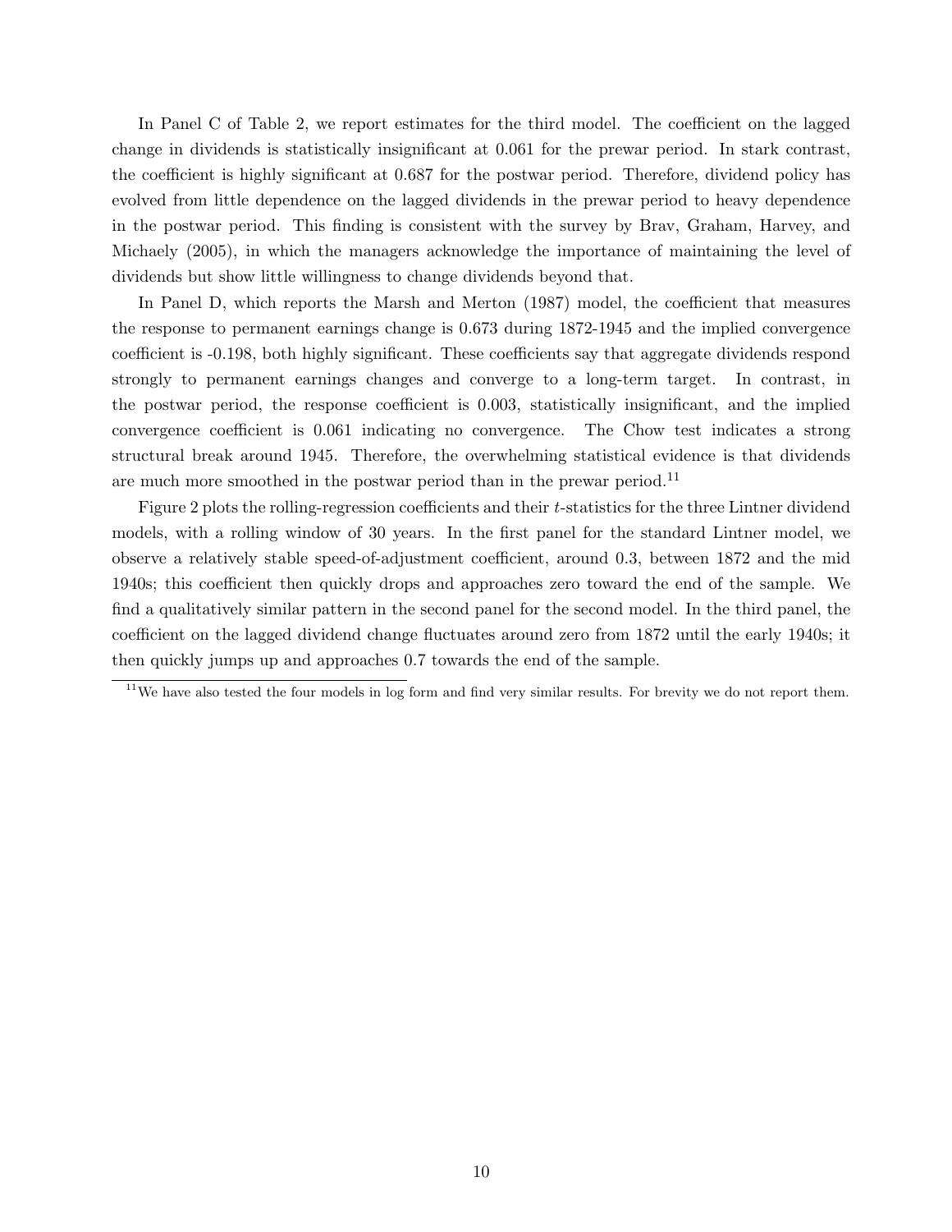In Panel C of Table 2, we report estimates for the third model. The coefficient on the lagged change in dividends is statistically insignificant at 0.061 for the prewar period. In stark contrast, the coefficient is highly significant at 0.687 for the postwar period. Therefore, dividend policy has evolved from little dependence on the lagged dividends in the prewar period to heavy dependence in the postwar period. This finding is consistent with the survey by Brav, Graham, Harvey, and Michaely (2005), in which the managers acknowledge the importance of maintaining the level of dividends but show little willingness to change dividends beyond that.

In Panel D, which reports the Marsh and Merton (1987) model, the coefficient that measures the response to permanent earnings change is 0.673 during 1872-1945 and the implied convergence coefficient is -0.198, both highly significant. These coefficients say that aggregate dividends respond strongly to permanent earnings changes and converge to a long-term target. In contrast, in the postwar period, the response coefficient is 0.003, statistically insignificant, and the implied convergence coefficient is 0.061 indicating no convergence. The Chow test indicates a strong structural break around 1945. Therefore, the overwhelming statistical evidence is that dividends are much more smoothed in the postwar period than in the prewar period.[11]

Figure 2 plots the rolling-regression coefficients and their $t$-statistics for the three Lintner dividend models, with a rolling window of 30 years. In the first panel for the standard Lintner model, we observe a relatively stable speed-of-adjustment coefficient, around 0.3, between 1872 and the mid 1940s; this coefficient then quickly drops and approaches zero toward the end of the sample. We find a qualitatively similar pattern in the second panel for the second model. In the third panel, the coefficient on the lagged dividend change fluctuates around zero from 1872 until the early 1940s; it then quickly jumps up and approaches 0.7 towards the end of the sample.

[11] We have also tested the four models in log form and find very similar results. For brevity we do not report them.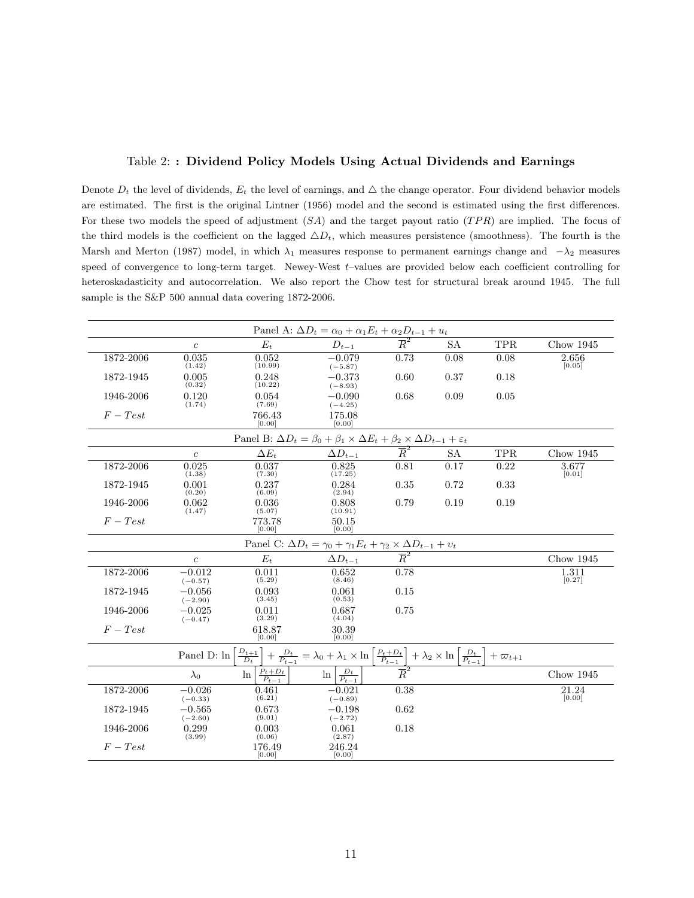Table 2: **: Dividend Policy Models Using Actual Dividends and Earnings**

Denote $D_t$ the level of dividends, $E_t$ the level of earnings, and $\triangle$ the change operator. Four dividend behavior models are estimated. The first is the original Lintner (1956) model and the second is estimated using the first differences. For these two models the speed of adjustment ($SA$) and the target payout ratio ($TPR$) are implied. The focus of the third models is the coefficient on the lagged $\triangle D_t$, which measures persistence (smoothness). The fourth is the Marsh and Merton (1987) model, in which $\lambda_1$ measures response to permanent earnings change and $-\lambda_2$ measures speed of convergence to long-term target. Newey-West $t$–values are provided below each coefficient controlling for heteroskadasticity and autocorrelation. We also report the Chow test for structural break around 1945. The full sample is the S&P 500 annual data covering 1872-2006.

| Panel A: $\Delta D_t = \alpha_0 + \alpha_1 E_t + \alpha_2 D_{t-1} + u_t$ | | | | | | | |
|---|---|---|---|---|---|---|---|
| | $c$ | $E_t$ | $D_{t-1}$ | $\overline{R}^2$ | SA | TPR | Chow 1945 |
| 1872-2006 | 0.035 (1.42) | 0.052 (10.99) | $-0.079$ ($-5.87$) | 0.73 | 0.08 | 0.08 | 2.656 [0.05] |
| 1872-1945 | 0.005 (0.32) | 0.248 (10.22) | $-0.373$ ($-8.93$) | 0.60 | 0.37 | 0.18 | |
| 1946-2006 | 0.120 (1.74) | 0.054 (7.69) | $-0.090$ ($-4.25$) | 0.68 | 0.09 | 0.05 | |
| $F-Test$ | | 766.43 [0.00] | 175.08 [0.00] | | | | |

| Panel B: $\Delta D_t = \beta_0 + \beta_1 \times \Delta E_t + \beta_2 \times \Delta D_{t-1} + \varepsilon_t$ | | | | | | | |
|---|---|---|---|---|---|---|---|
| | $c$ | $\Delta E_t$ | $\Delta D_{t-1}$ | $\overline{R}^2$ | SA | TPR | Chow 1945 |
| 1872-2006 | 0.025 (1.38) | 0.037 (7.30) | 0.825 (17.25) | 0.81 | 0.17 | 0.22 | 3.677 [0.01] |
| 1872-1945 | 0.001 (0.20) | 0.237 (6.09) | 0.284 (2.94) | 0.35 | 0.72 | 0.33 | |
| 1946-2006 | 0.062 (1.47) | 0.036 (5.07) | 0.808 (10.91) | 0.79 | 0.19 | 0.19 | |
| $F-Test$ | | 773.78 [0.00] | 50.15 [0.00] | | | | |

| Panel C: $\Delta D_t = \gamma_0 + \gamma_1 E_t + \gamma_2 \times \Delta D_{t-1} + \upsilon_t$ | | | | | |
|---|---|---|---|---|---|
| | $c$ | $E_t$ | $\Delta D_{t-1}$ | $\overline{R}^2$ | Chow 1945 |
| 1872-2006 | $-0.012$ ($-0.57$) | 0.011 (5.29) | 0.652 (8.46) | 0.78 | 1.311 [0.27] |
| 1872-1945 | $-0.056$ ($-2.90$) | 0.093 (3.45) | 0.061 (0.53) | 0.15 | |
| 1946-2006 | $-0.025$ ($-0.47$) | 0.011 (3.29) | 0.687 (4.04) | 0.75 | |
| $F-Test$ | | 618.87 [0.00] | 30.39 [0.00] | | |

| Panel D: $\ln\left[\frac{D_{t+1}}{D_t}\right] + \frac{D_t}{P_{t-1}} = \lambda_0 + \lambda_1 \times \ln\left[\frac{P_t+D_t}{P_{t-1}}\right] + \lambda_2 \times \ln\left[\frac{D_t}{P_{t-1}}\right] + \varpi_{t+1}$ | | | | | |
|---|---|---|---|---|---|
| | $\lambda_0$ | $\ln\left[\frac{P_t+D_t}{P_{t-1}}\right]$ | $\ln\left[\frac{D_t}{P_{t-1}}\right]$ | $\overline{R}^2$ | Chow 1945 |
| 1872-2006 | $-0.026$ ($-0.33$) | 0.461 (6.21) | $-0.021$ ($-0.89$) | 0.38 | 21.24 [0.00] |
| 1872-1945 | $-0.565$ ($-2.60$) | 0.673 (9.01) | $-0.198$ ($-2.72$) | 0.62 | |
| 1946-2006 | 0.299 (3.99) | 0.003 (0.06) | 0.061 (2.87) | 0.18 | |
| $F-Test$ | | 176.49 [0.00] | 246.24 [0.00] | | |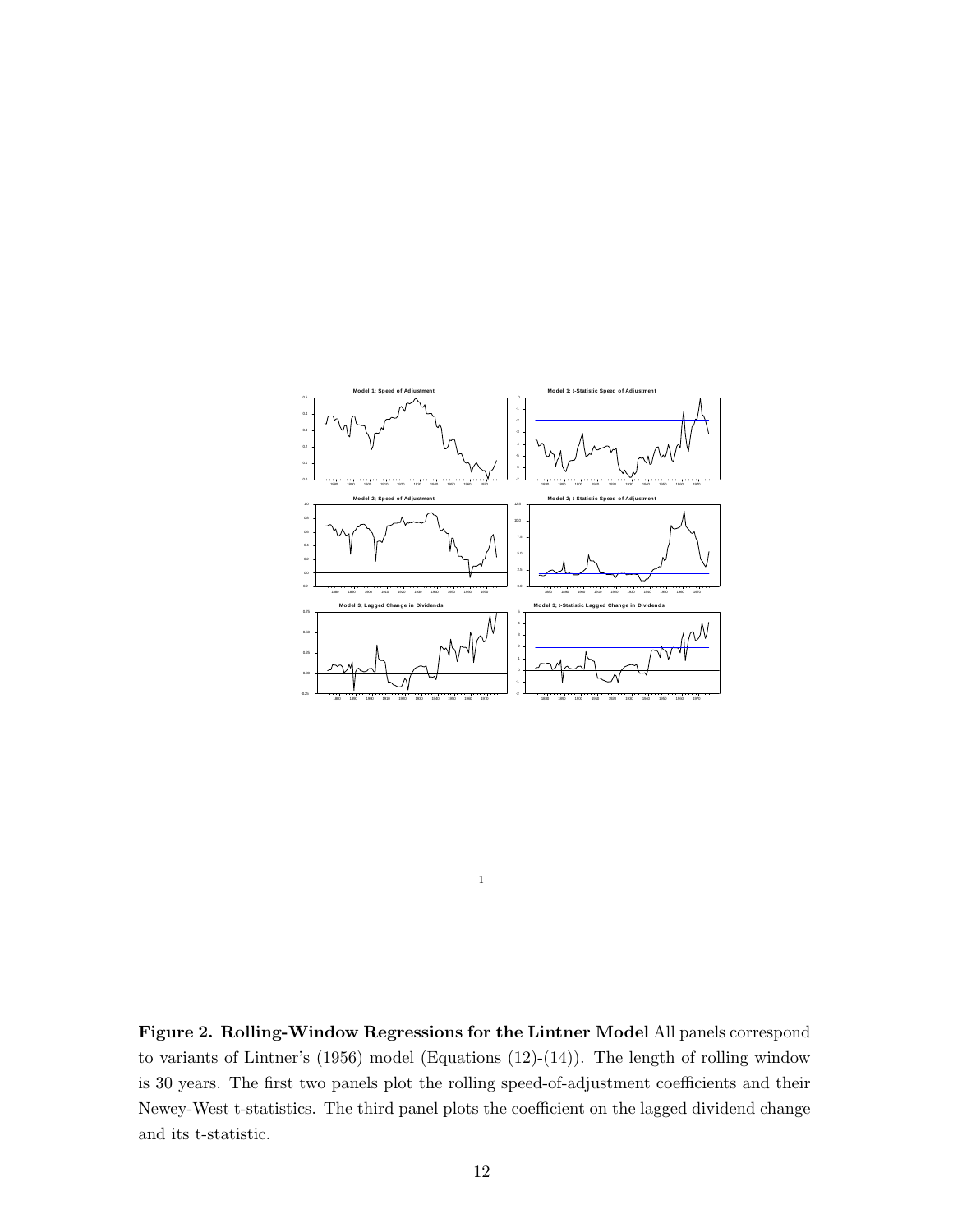**Figure 2. Rolling-Window Regressions for the Lintner Model** All panels correspond to variants of Lintner's (1956) model (Equations (12)-(14)). The length of rolling window is 30 years. The first two panels plot the rolling speed-of-adjustment coefficients and their Newey-West t-statistics. The third panel plots the coefficient on the lagged dividend change and its t-statistic.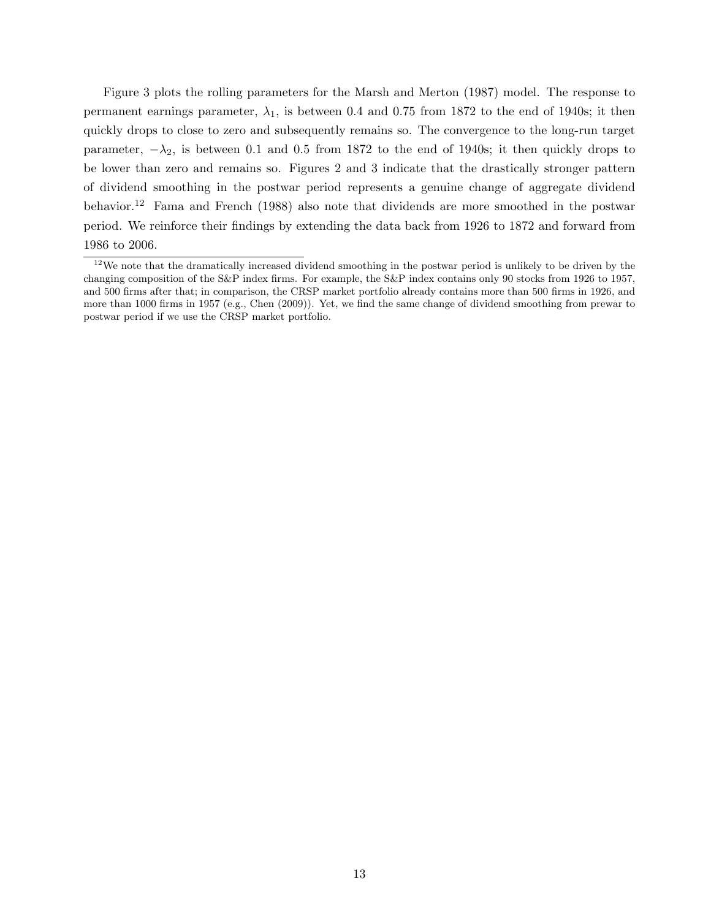Figure 3 plots the rolling parameters for the Marsh and Merton (1987) model. The response to permanent earnings parameter, $\lambda_1$, is between 0.4 and 0.75 from 1872 to the end of 1940s; it then quickly drops to close to zero and subsequently remains so. The convergence to the long-run target parameter, $-\lambda_2$, is between 0.1 and 0.5 from 1872 to the end of 1940s; it then quickly drops to be lower than zero and remains so. Figures 2 and 3 indicate that the drastically stronger pattern of dividend smoothing in the postwar period represents a genuine change of aggregate dividend behavior.[12] Fama and French (1988) also note that dividends are more smoothed in the postwar period. We reinforce their findings by extending the data back from 1926 to 1872 and forward from 1986 to 2006.

[12]We note that the dramatically increased dividend smoothing in the postwar period is unlikely to be driven by the changing composition of the S&P index firms. For example, the S&P index contains only 90 stocks from 1926 to 1957, and 500 firms after that; in comparison, the CRSP market portfolio already contains more than 500 firms in 1926, and more than 1000 firms in 1957 (e.g., Chen (2009)). Yet, we find the same change of dividend smoothing from prewar to postwar period if we use the CRSP market portfolio.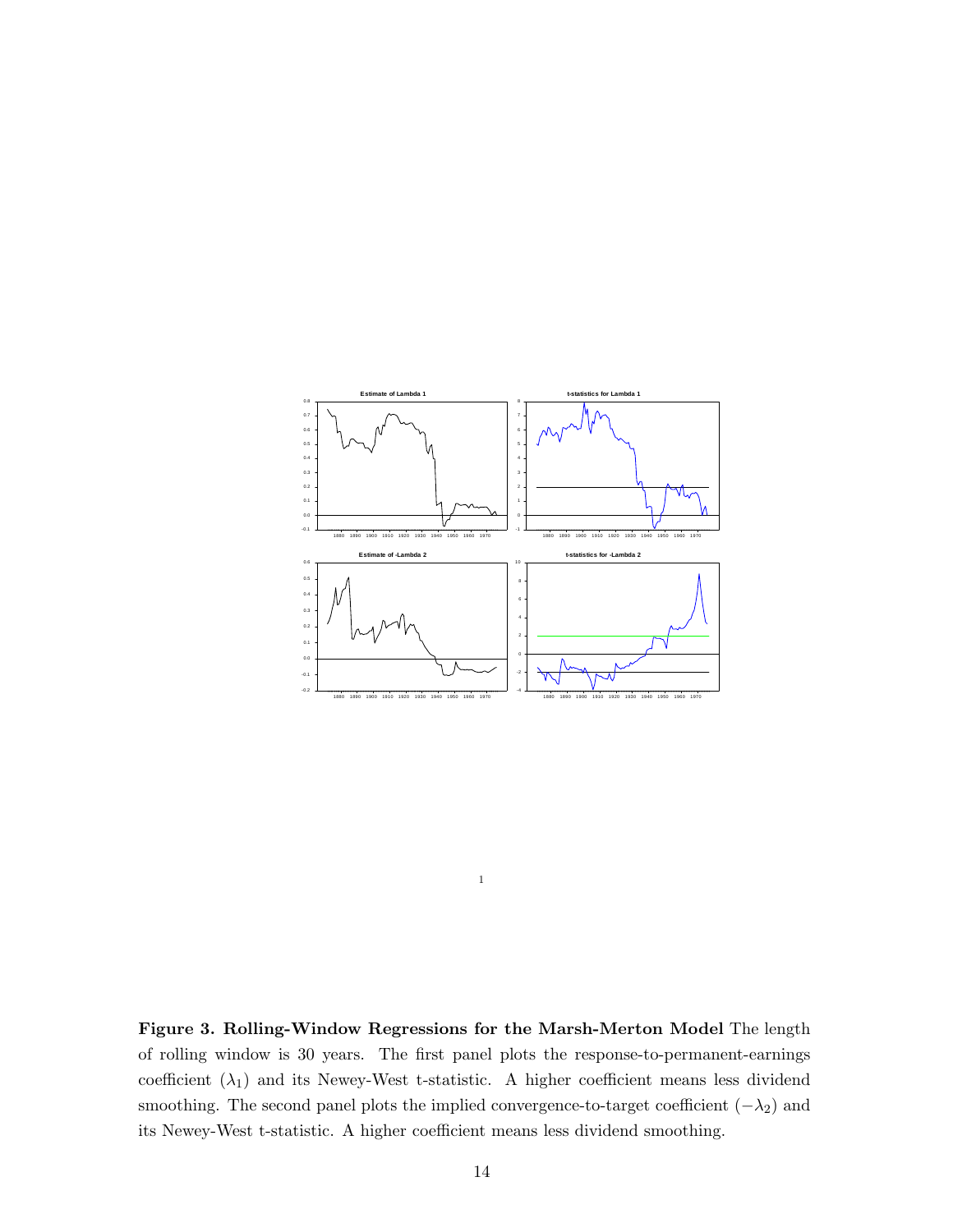**Figure 3. Rolling-Window Regressions for the Marsh-Merton Model** The length of rolling window is 30 years. The first panel plots the response-to-permanent-earnings coefficient ($\lambda_1$) and its Newey-West t-statistic. A higher coefficient means less dividend smoothing. The second panel plots the implied convergence-to-target coefficient ($-\lambda_2$) and its Newey-West t-statistic. A higher coefficient means less dividend smoothing.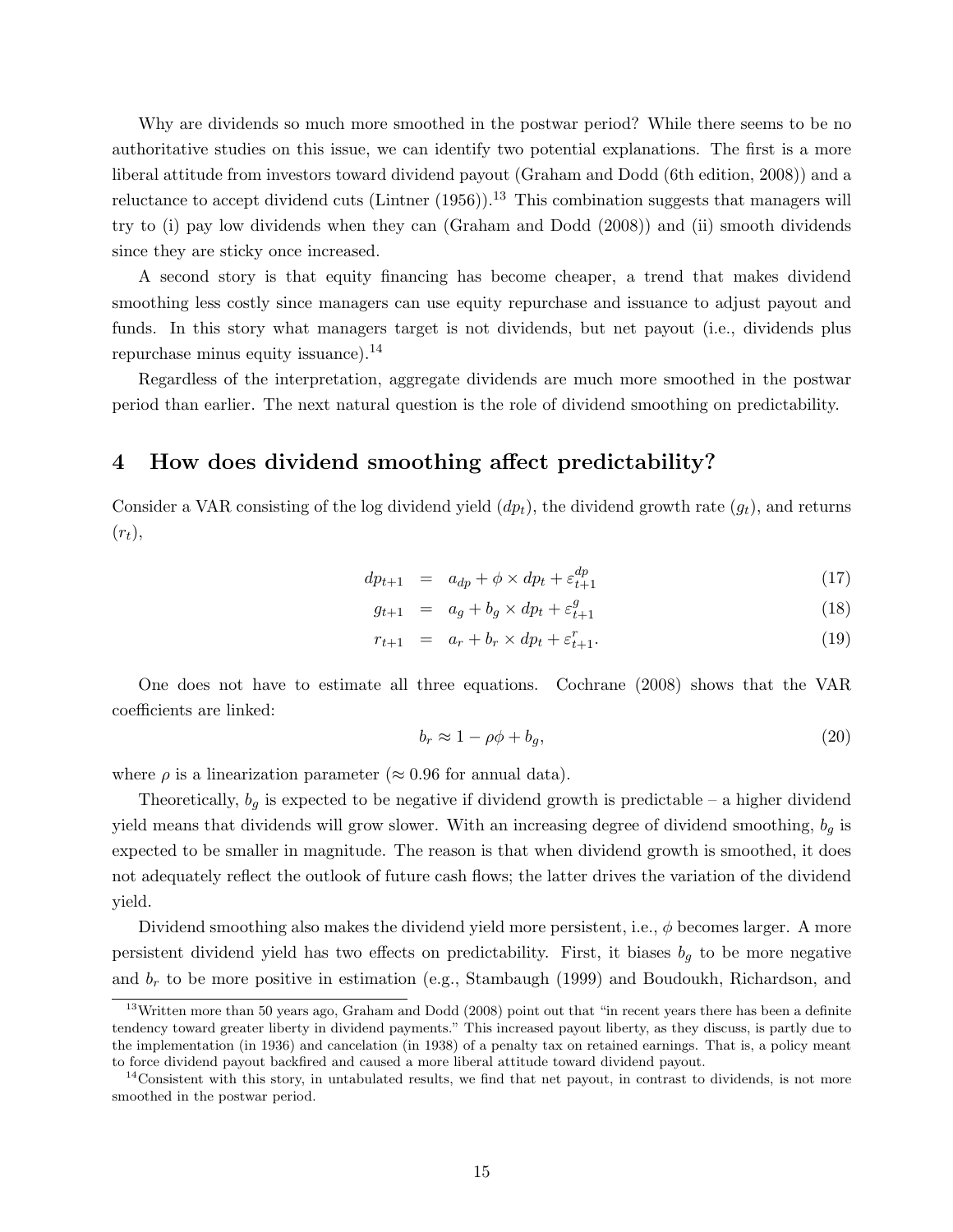Why are dividends so much more smoothed in the postwar period? While there seems to be no authoritative studies on this issue, we can identify two potential explanations. The first is a more liberal attitude from investors toward dividend payout (Graham and Dodd (6th edition, 2008)) and a reluctance to accept dividend cuts (Lintner (1956)).[13] This combination suggests that managers will try to (i) pay low dividends when they can (Graham and Dodd (2008)) and (ii) smooth dividends since they are sticky once increased.

A second story is that equity financing has become cheaper, a trend that makes dividend smoothing less costly since managers can use equity repurchase and issuance to adjust payout and funds. In this story what managers target is not dividends, but net payout (i.e., dividends plus repurchase minus equity issuance).[14]

Regardless of the interpretation, aggregate dividends are much more smoothed in the postwar period than earlier. The next natural question is the role of dividend smoothing on predictability.

## 4 How does dividend smoothing affect predictability?

Consider a VAR consisting of the log dividend yield ($dp_t$), the dividend growth rate ($g_t$), and returns ($r_t$),

$$dp_{t+1} = a_{dp} + \phi \times dp_t + \varepsilon^{dp}_{t+1} \quad (17)$$

$$g_{t+1} = a_g + b_g \times dp_t + \varepsilon^{g}_{t+1} \quad (18)$$

$$r_{t+1} = a_r + b_r \times dp_t + \varepsilon^{r}_{t+1}. \quad (19)$$

One does not have to estimate all three equations. Cochrane (2008) shows that the VAR coefficients are linked:

$$b_r \approx 1 - \rho\phi + b_g, \quad (20)$$

where $\rho$ is a linearization parameter ($\approx 0.96$ for annual data).

Theoretically, $b_g$ is expected to be negative if dividend growth is predictable – a higher dividend yield means that dividends will grow slower. With an increasing degree of dividend smoothing, $b_g$ is expected to be smaller in magnitude. The reason is that when dividend growth is smoothed, it does not adequately reflect the outlook of future cash flows; the latter drives the variation of the dividend yield.

Dividend smoothing also makes the dividend yield more persistent, i.e., $\phi$ becomes larger. A more persistent dividend yield has two effects on predictability. First, it biases $b_g$ to be more negative and $b_r$ to be more positive in estimation (e.g., Stambaugh (1999) and Boudoukh, Richardson, and

[13] Written more than 50 years ago, Graham and Dodd (2008) point out that "in recent years there has been a definite tendency toward greater liberty in dividend payments." This increased payout liberty, as they discuss, is partly due to the implementation (in 1936) and cancelation (in 1938) of a penalty tax on retained earnings. That is, a policy meant to force dividend payout backfired and caused a more liberal attitude toward dividend payout.

[14] Consistent with this story, in untabulated results, we find that net payout, in contrast to dividends, is not more smoothed in the postwar period.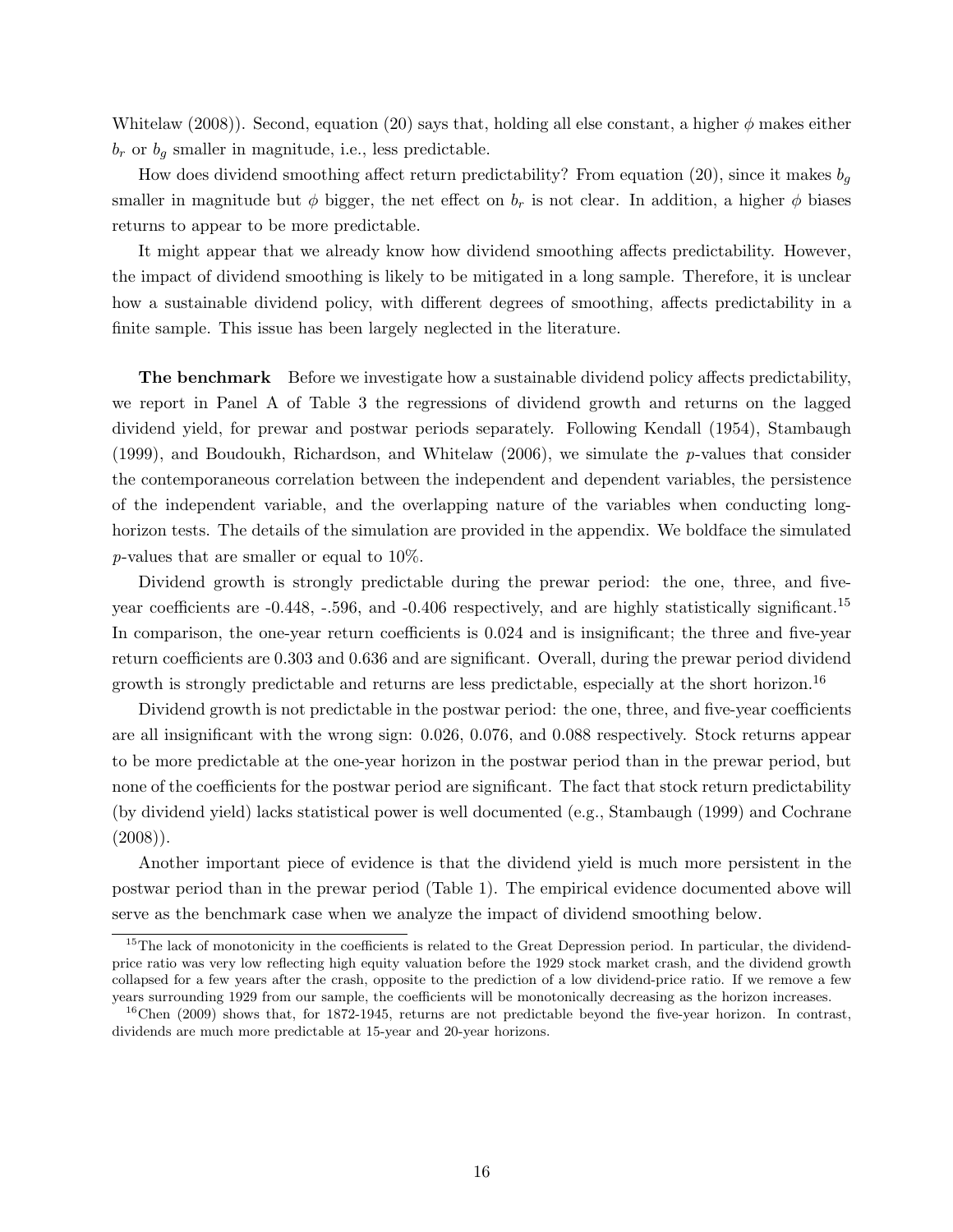Whitelaw (2008)). Second, equation (20) says that, holding all else constant, a higher $\phi$ makes either $b_r$ or $b_g$ smaller in magnitude, i.e., less predictable.

How does dividend smoothing affect return predictability? From equation (20), since it makes $b_g$ smaller in magnitude but $\phi$ bigger, the net effect on $b_r$ is not clear. In addition, a higher $\phi$ biases returns to appear to be more predictable.

It might appear that we already know how dividend smoothing affects predictability. However, the impact of dividend smoothing is likely to be mitigated in a long sample. Therefore, it is unclear how a sustainable dividend policy, with different degrees of smoothing, affects predictability in a finite sample. This issue has been largely neglected in the literature.

**The benchmark** Before we investigate how a sustainable dividend policy affects predictability, we report in Panel A of Table 3 the regressions of dividend growth and returns on the lagged dividend yield, for prewar and postwar periods separately. Following Kendall (1954), Stambaugh (1999), and Boudoukh, Richardson, and Whitelaw (2006), we simulate the $p$-values that consider the contemporaneous correlation between the independent and dependent variables, the persistence of the independent variable, and the overlapping nature of the variables when conducting long-horizon tests. The details of the simulation are provided in the appendix. We boldface the simulated $p$-values that are smaller or equal to 10%.

Dividend growth is strongly predictable during the prewar period: the one, three, and five-year coefficients are -0.448, -.596, and -0.406 respectively, and are highly statistically significant.[15] In comparison, the one-year return coefficients is 0.024 and is insignificant; the three and five-year return coefficients are 0.303 and 0.636 and are significant. Overall, during the prewar period dividend growth is strongly predictable and returns are less predictable, especially at the short horizon.[16]

Dividend growth is not predictable in the postwar period: the one, three, and five-year coefficients are all insignificant with the wrong sign: 0.026, 0.076, and 0.088 respectively. Stock returns appear to be more predictable at the one-year horizon in the postwar period than in the prewar period, but none of the coefficients for the postwar period are significant. The fact that stock return predictability (by dividend yield) lacks statistical power is well documented (e.g., Stambaugh (1999) and Cochrane (2008)).

Another important piece of evidence is that the dividend yield is much more persistent in the postwar period than in the prewar period (Table 1). The empirical evidence documented above will serve as the benchmark case when we analyze the impact of dividend smoothing below.

[15] The lack of monotonicity in the coefficients is related to the Great Depression period. In particular, the dividend-price ratio was very low reflecting high equity valuation before the 1929 stock market crash, and the dividend growth collapsed for a few years after the crash, opposite to the prediction of a low dividend-price ratio. If we remove a few years surrounding 1929 from our sample, the coefficients will be monotonically decreasing as the horizon increases.

[16] Chen (2009) shows that, for 1872-1945, returns are not predictable beyond the five-year horizon. In contrast, dividends are much more predictable at 15-year and 20-year horizons.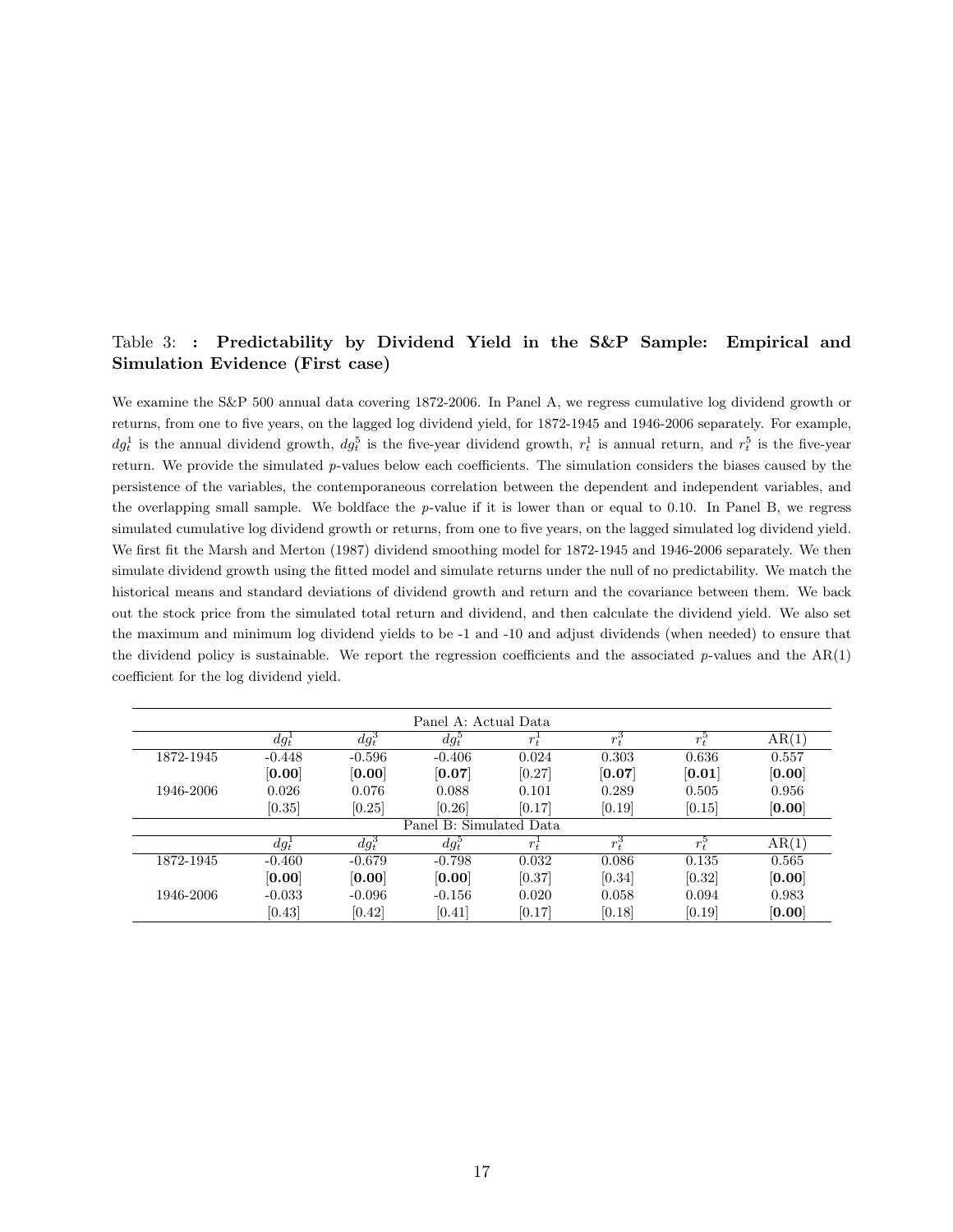Table 3: **: Predictability by Dividend Yield in the S&P Sample: Empirical and Simulation Evidence (First case)**

We examine the S&P 500 annual data covering 1872-2006. In Panel A, we regress cumulative log dividend growth or returns, from one to five years, on the lagged log dividend yield, for 1872-1945 and 1946-2006 separately. For example, $dg_t^1$ is the annual dividend growth, $dg_t^5$ is the five-year dividend growth, $r_t^1$ is annual return, and $r_t^5$ is the five-year return. We provide the simulated $p$-values below each coefficients. The simulation considers the biases caused by the persistence of the variables, the contemporaneous correlation between the dependent and independent variables, and the overlapping small sample. We boldface the $p$-value if it is lower than or equal to 0.10. In Panel B, we regress simulated cumulative log dividend growth or returns, from one to five years, on the lagged simulated log dividend yield. We first fit the Marsh and Merton (1987) dividend smoothing model for 1872-1945 and 1946-2006 separately. We then simulate dividend growth using the fitted model and simulate returns under the null of no predictability. We match the historical means and standard deviations of dividend growth and return and the covariance between them. We back out the stock price from the simulated total return and dividend, and then calculate the dividend yield. We also set the maximum and minimum log dividend yields to be -1 and -10 and adjust dividends (when needed) to ensure that the dividend policy is sustainable. We report the regression coefficients and the associated $p$-values and the AR(1) coefficient for the log dividend yield.

| | Panel A: Actual Data | | | | | | |
|---|---|---|---|---|---|---|---|
| | $dg_t^1$ | $dg_t^3$ | $dg_t^5$ | $r_t^1$ | $r_t^3$ | $r_t^5$ | AR(1) |
| 1872-1945 | -0.448 | -0.596 | -0.406 | 0.024 | 0.303 | 0.636 | 0.557 |
| | [**0.00**] | [**0.00**] | [**0.07**] | [0.27] | [**0.07**] | [**0.01**] | [**0.00**] |
| 1946-2006 | 0.026 | 0.076 | 0.088 | 0.101 | 0.289 | 0.505 | 0.956 |
| | [0.35] | [0.25] | [0.26] | [0.17] | [0.19] | [0.15] | [**0.00**] |
| | Panel B: Simulated Data | | | | | | |
| | $dg_t^1$ | $dg_t^3$ | $dg_t^5$ | $r_t^1$ | $r_t^3$ | $r_t^5$ | AR(1) |
| 1872-1945 | -0.460 | -0.679 | -0.798 | 0.032 | 0.086 | 0.135 | 0.565 |
| | [**0.00**] | [**0.00**] | [**0.00**] | [0.37] | [0.34] | [0.32] | [**0.00**] |
| 1946-2006 | -0.033 | -0.096 | -0.156 | 0.020 | 0.058 | 0.094 | 0.983 |
| | [0.43] | [0.42] | [0.41] | [0.17] | [0.18] | [0.19] | [**0.00**] |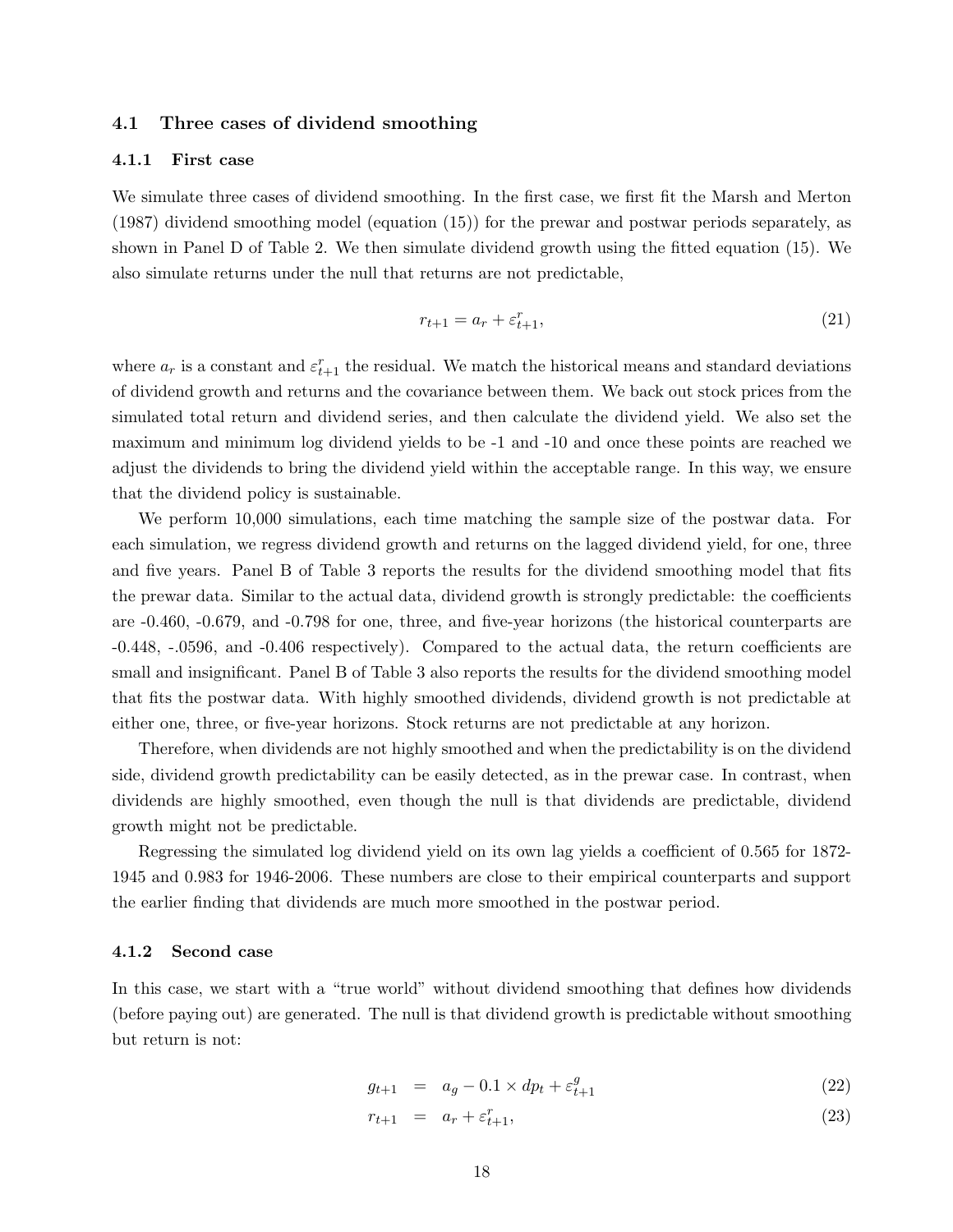### 4.1 Three cases of dividend smoothing

#### 4.1.1 First case

We simulate three cases of dividend smoothing. In the first case, we first fit the Marsh and Merton (1987) dividend smoothing model (equation (15)) for the prewar and postwar periods separately, as shown in Panel D of Table 2. We then simulate dividend growth using the fitted equation (15). We also simulate returns under the null that returns are not predictable,

$$r_{t+1} = a_r + \varepsilon^r_{t+1}, \tag{21}$$

where $a_r$ is a constant and $\varepsilon^r_{t+1}$ the residual. We match the historical means and standard deviations of dividend growth and returns and the covariance between them. We back out stock prices from the simulated total return and dividend series, and then calculate the dividend yield. We also set the maximum and minimum log dividend yields to be -1 and -10 and once these points are reached we adjust the dividends to bring the dividend yield within the acceptable range. In this way, we ensure that the dividend policy is sustainable.

We perform 10,000 simulations, each time matching the sample size of the postwar data. For each simulation, we regress dividend growth and returns on the lagged dividend yield, for one, three and five years. Panel B of Table 3 reports the results for the dividend smoothing model that fits the prewar data. Similar to the actual data, dividend growth is strongly predictable: the coefficients are -0.460, -0.679, and -0.798 for one, three, and five-year horizons (the historical counterparts are -0.448, -.0596, and -0.406 respectively). Compared to the actual data, the return coefficients are small and insignificant. Panel B of Table 3 also reports the results for the dividend smoothing model that fits the postwar data. With highly smoothed dividends, dividend growth is not predictable at either one, three, or five-year horizons. Stock returns are not predictable at any horizon.

Therefore, when dividends are not highly smoothed and when the predictability is on the dividend side, dividend growth predictability can be easily detected, as in the prewar case. In contrast, when dividends are highly smoothed, even though the null is that dividends are predictable, dividend growth might not be predictable.

Regressing the simulated log dividend yield on its own lag yields a coefficient of 0.565 for 1872-1945 and 0.983 for 1946-2006. These numbers are close to their empirical counterparts and support the earlier finding that dividends are much more smoothed in the postwar period.

#### 4.1.2 Second case

In this case, we start with a "true world" without dividend smoothing that defines how dividends (before paying out) are generated. The null is that dividend growth is predictable without smoothing but return is not:

$$g_{t+1} = a_g - 0.1 \times dp_t + \varepsilon^g_{t+1} \tag{22}$$

$$r_{t+1} = a_r + \varepsilon^r_{t+1}, \tag{23}$$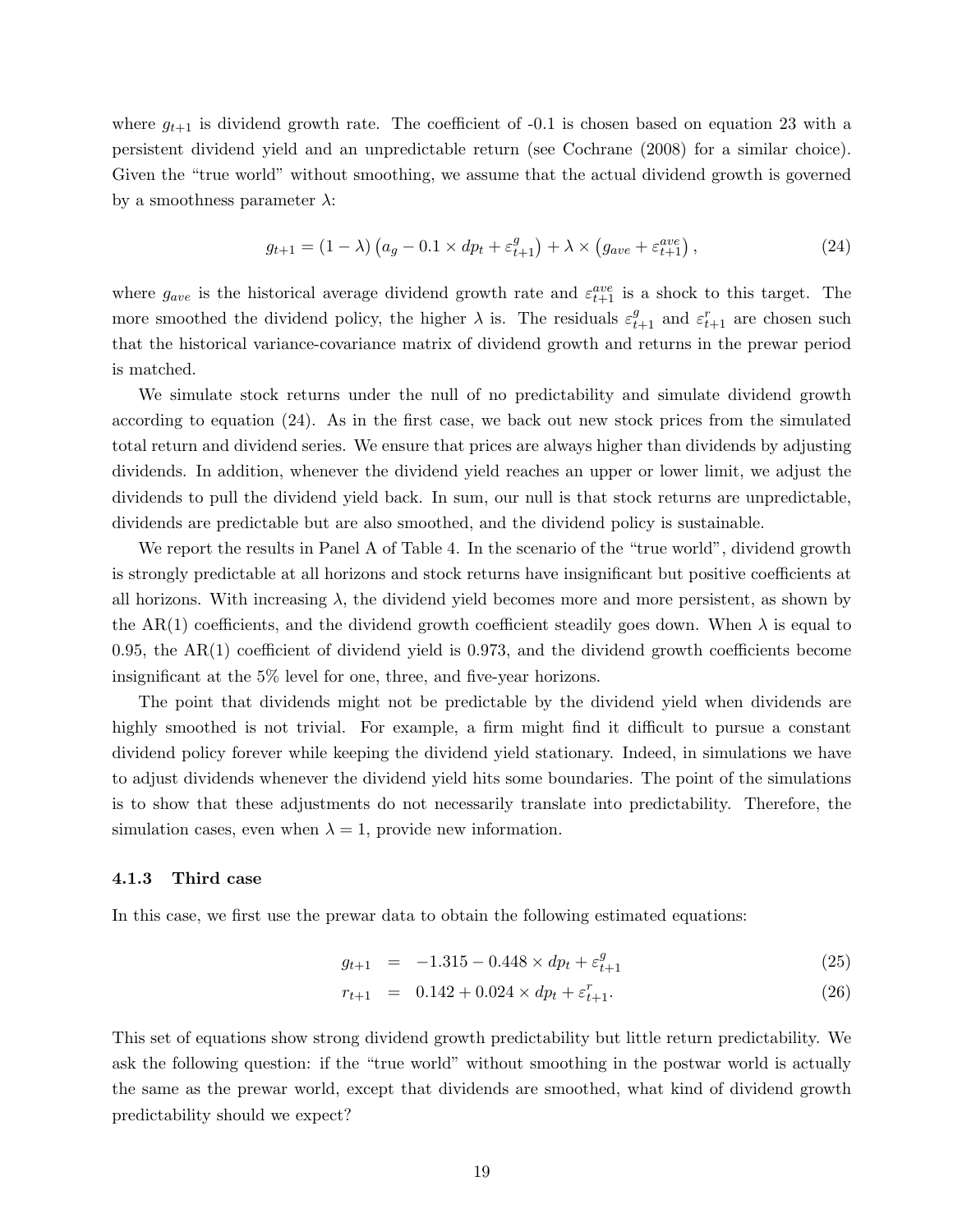where $g_{t+1}$ is dividend growth rate. The coefficient of -0.1 is chosen based on equation 23 with a persistent dividend yield and an unpredictable return (see Cochrane (2008) for a similar choice). Given the "true world" without smoothing, we assume that the actual dividend growth is governed by a smoothness parameter $\lambda$:

$$g_{t+1} = (1 - \lambda)\left(a_g - 0.1 \times dp_t + \varepsilon^g_{t+1}\right) + \lambda \times \left(g_{ave} + \varepsilon^{ave}_{t+1}\right), \tag{24}$$

where $g_{ave}$ is the historical average dividend growth rate and $\varepsilon^{ave}_{t+1}$ is a shock to this target. The more smoothed the dividend policy, the higher $\lambda$ is. The residuals $\varepsilon^g_{t+1}$ and $\varepsilon^r_{t+1}$ are chosen such that the historical variance-covariance matrix of dividend growth and returns in the prewar period is matched.

We simulate stock returns under the null of no predictability and simulate dividend growth according to equation (24). As in the first case, we back out new stock prices from the simulated total return and dividend series. We ensure that prices are always higher than dividends by adjusting dividends. In addition, whenever the dividend yield reaches an upper or lower limit, we adjust the dividends to pull the dividend yield back. In sum, our null is that stock returns are unpredictable, dividends are predictable but are also smoothed, and the dividend policy is sustainable.

We report the results in Panel A of Table 4. In the scenario of the "true world", dividend growth is strongly predictable at all horizons and stock returns have insignificant but positive coefficients at all horizons. With increasing $\lambda$, the dividend yield becomes more and more persistent, as shown by the AR(1) coefficients, and the dividend growth coefficient steadily goes down. When $\lambda$ is equal to 0.95, the AR(1) coefficient of dividend yield is 0.973, and the dividend growth coefficients become insignificant at the 5% level for one, three, and five-year horizons.

The point that dividends might not be predictable by the dividend yield when dividends are highly smoothed is not trivial. For example, a firm might find it difficult to pursue a constant dividend policy forever while keeping the dividend yield stationary. Indeed, in simulations we have to adjust dividends whenever the dividend yield hits some boundaries. The point of the simulations is to show that these adjustments do not necessarily translate into predictability. Therefore, the simulation cases, even when $\lambda = 1$, provide new information.

### 4.1.3 Third case

In this case, we first use the prewar data to obtain the following estimated equations:

$$g_{t+1} = -1.315 - 0.448 \times dp_t + \varepsilon^g_{t+1} \tag{25}$$

$$r_{t+1} = 0.142 + 0.024 \times dp_t + \varepsilon^r_{t+1}. \tag{26}$$

This set of equations show strong dividend growth predictability but little return predictability. We ask the following question: if the "true world" without smoothing in the postwar world is actually the same as the prewar world, except that dividends are smoothed, what kind of dividend growth predictability should we expect?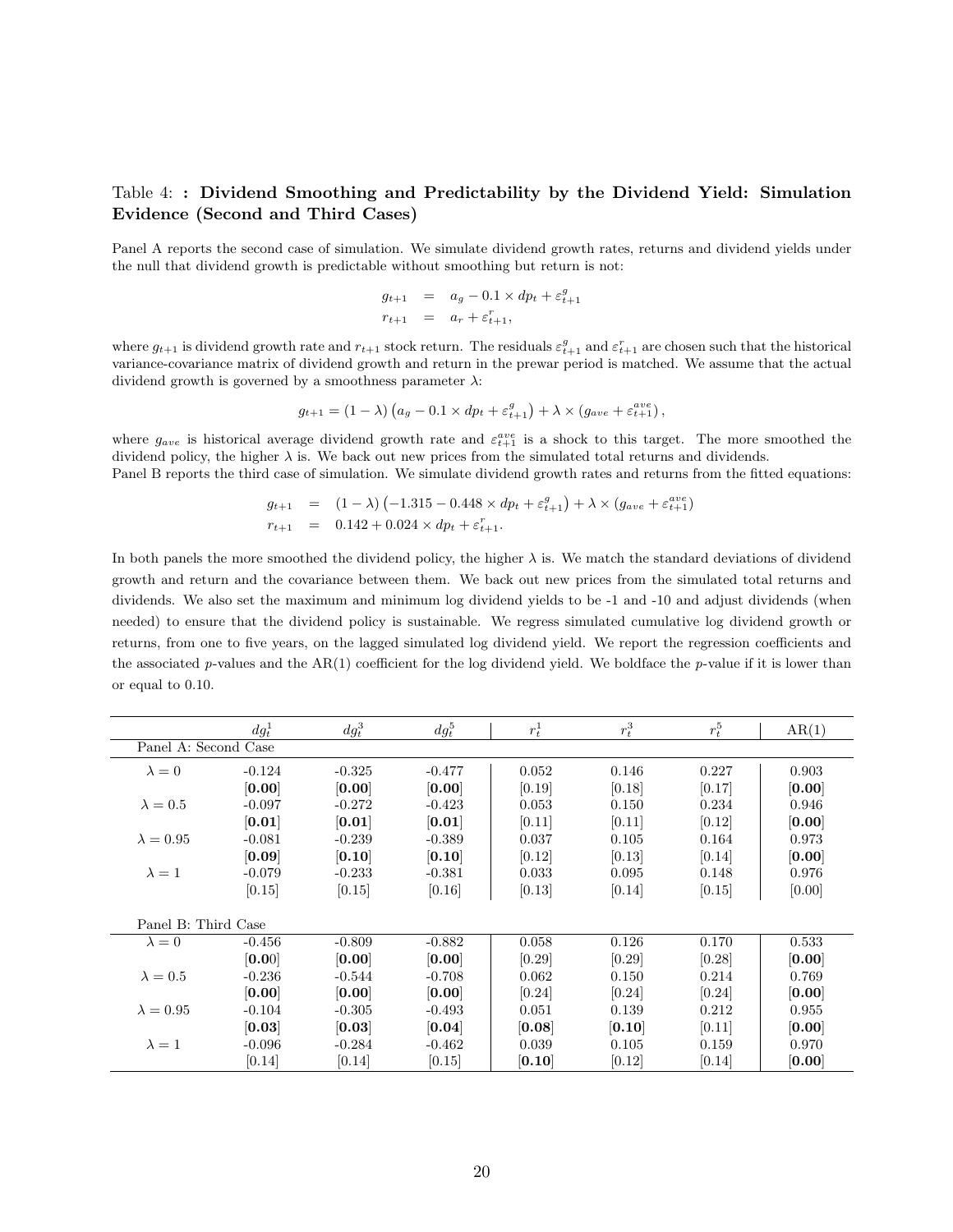Table 4: **: Dividend Smoothing and Predictability by the Dividend Yield: Simulation Evidence (Second and Third Cases)**

Panel A reports the second case of simulation. We simulate dividend growth rates, returns and dividend yields under the null that dividend growth is predictable without smoothing but return is not:

$$
\begin{aligned}
g_{t+1} &= a_g - 0.1 \times dp_t + \varepsilon^g_{t+1} \\
r_{t+1} &= a_r + \varepsilon^r_{t+1},
\end{aligned}
$$

where $g_{t+1}$ is dividend growth rate and $r_{t+1}$ stock return. The residuals $\varepsilon^g_{t+1}$ and $\varepsilon^r_{t+1}$ are chosen such that the historical variance-covariance matrix of dividend growth and return in the prewar period is matched. We assume that the actual dividend growth is governed by a smoothness parameter $\lambda$:

$$
g_{t+1} = (1-\lambda)\left(a_g - 0.1 \times dp_t + \varepsilon^g_{t+1}\right) + \lambda \times \left(g_{ave} + \varepsilon^{ave}_{t+1}\right),
$$

where $g_{ave}$ is historical average dividend growth rate and $\varepsilon^{ave}_{t+1}$ is a shock to this target. The more smoothed the dividend policy, the higher $\lambda$ is. We back out new prices from the simulated total returns and dividends.
Panel B reports the third case of simulation. We simulate dividend growth rates and returns from the fitted equations:

$$
\begin{aligned}
g_{t+1} &= (1-\lambda)\left(-1.315 - 0.448 \times dp_t + \varepsilon^g_{t+1}\right) + \lambda \times \left(g_{ave} + \varepsilon^{ave}_{t+1}\right) \\
r_{t+1} &= 0.142 + 0.024 \times dp_t + \varepsilon^r_{t+1}.
\end{aligned}
$$

In both panels the more smoothed the dividend policy, the higher $\lambda$ is. We match the standard deviations of dividend growth and return and the covariance between them. We back out new prices from the simulated total returns and dividends. We also set the maximum and minimum log dividend yields to be -1 and -10 and adjust dividends (when needed) to ensure that the dividend policy is sustainable. We regress simulated cumulative log dividend growth or returns, from one to five years, on the lagged simulated log dividend yield. We report the regression coefficients and the associated $p$-values and the AR(1) coefficient for the log dividend yield. We boldface the $p$-value if it is lower than or equal to 0.10.

| | $dg^1_t$ | $dg^3_t$ | $dg^5_t$ | $r^1_t$ | $r^3_t$ | $r^5_t$ | AR(1) |
|---|---|---|---|---|---|---|---|
| Panel A: Second Case | | | | | | | |
| $\lambda = 0$ | -0.124 | -0.325 | -0.477 | 0.052 | 0.146 | 0.227 | 0.903 |
| | [**0.00**] | [**0.00**] | [**0.00**] | [0.19] | [0.18] | [0.17] | [**0.00**] |
| $\lambda = 0.5$ | -0.097 | -0.272 | -0.423 | 0.053 | 0.150 | 0.234 | 0.946 |
| | [**0.01**] | [**0.01**] | [**0.01**] | [0.11] | [0.11] | [0.12] | [**0.00**] |
| $\lambda = 0.95$ | -0.081 | -0.239 | -0.389 | 0.037 | 0.105 | 0.164 | 0.973 |
| | [**0.09**] | [**0.10**] | [**0.10**] | [0.12] | [0.13] | [0.14] | [**0.00**] |
| $\lambda = 1$ | -0.079 | -0.233 | -0.381 | 0.033 | 0.095 | 0.148 | 0.976 |
| | [0.15] | [0.15] | [0.16] | [0.13] | [0.14] | [0.15] | [0.00] |
| Panel B: Third Case | | | | | | | |
| $\lambda = 0$ | -0.456 | -0.809 | -0.882 | 0.058 | 0.126 | 0.170 | 0.533 |
| | [**0.0**0] | [**0.00**] | [**0.00**] | [0.29] | [0.29] | [0.28] | [**0.00**] |
| $\lambda = 0.5$ | -0.236 | -0.544 | -0.708 | 0.062 | 0.150 | 0.214 | 0.769 |
| | [**0.00**] | [**0.00**] | [**0.00**] | [0.24] | [0.24] | [0.24] | [**0.00**] |
| $\lambda = 0.95$ | -0.104 | -0.305 | -0.493 | 0.051 | 0.139 | 0.212 | 0.955 |
| | [**0.03**] | [**0.03**] | [**0.04**] | [**0.08**] | [**0.10**] | [0.11] | [**0.00**] |
| $\lambda = 1$ | -0.096 | -0.284 | -0.462 | 0.039 | 0.105 | 0.159 | 0.970 |
| | [0.14] | [0.14] | [0.15] | [**0.10**] | [0.12] | [0.14] | [**0.00**] |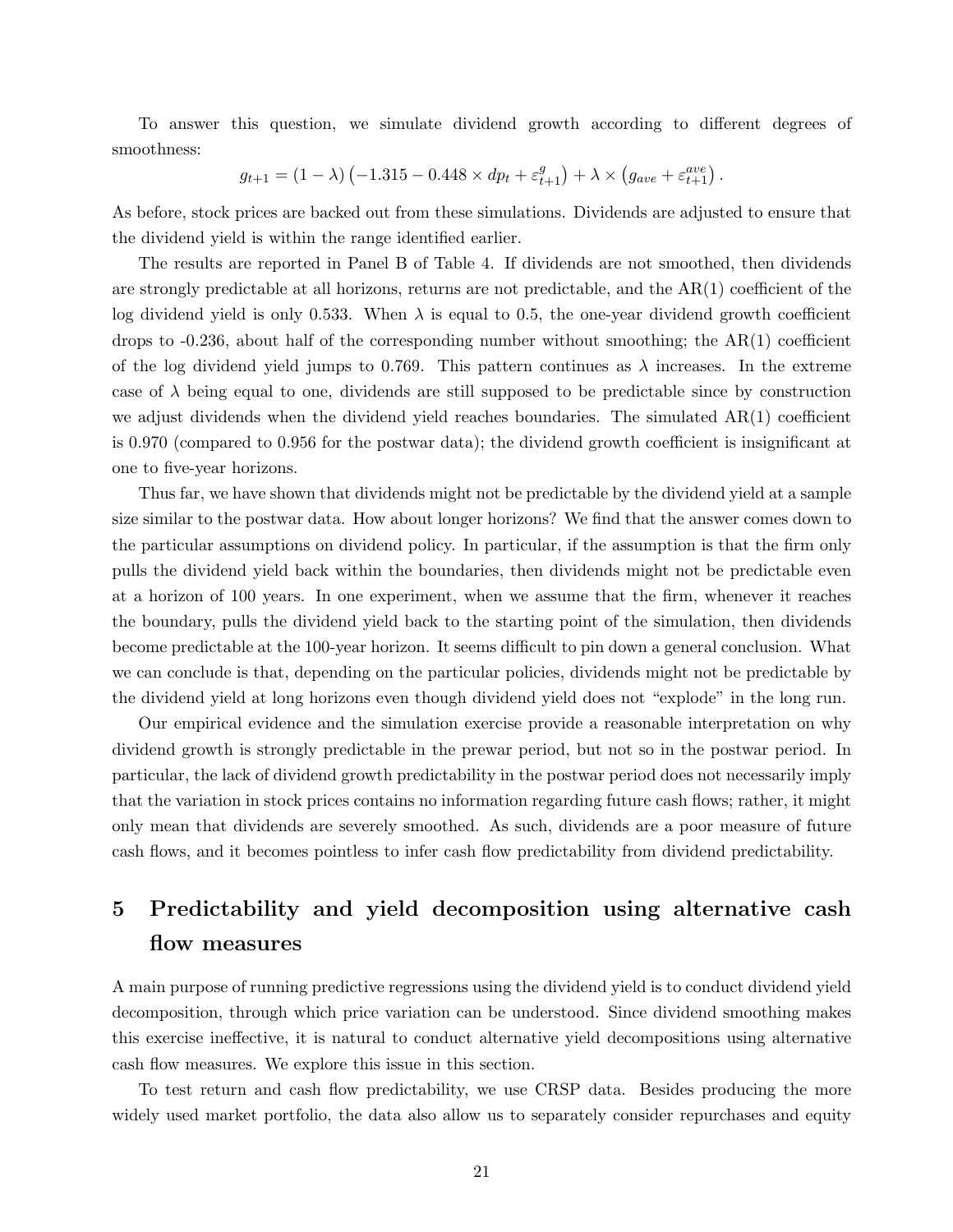To answer this question, we simulate dividend growth according to different degrees of smoothness:

$$g_{t+1} = (1 - \lambda)\left(-1.315 - 0.448 \times dp_t + \varepsilon^{g}_{t+1}\right) + \lambda \times \left(g_{ave} + \varepsilon^{ave}_{t+1}\right).$$

As before, stock prices are backed out from these simulations. Dividends are adjusted to ensure that the dividend yield is within the range identified earlier.

The results are reported in Panel B of Table 4. If dividends are not smoothed, then dividends are strongly predictable at all horizons, returns are not predictable, and the AR(1) coefficient of the log dividend yield is only 0.533. When $\lambda$ is equal to 0.5, the one-year dividend growth coefficient drops to -0.236, about half of the corresponding number without smoothing; the AR(1) coefficient of the log dividend yield jumps to 0.769. This pattern continues as $\lambda$ increases. In the extreme case of $\lambda$ being equal to one, dividends are still supposed to be predictable since by construction we adjust dividends when the dividend yield reaches boundaries. The simulated AR(1) coefficient is 0.970 (compared to 0.956 for the postwar data); the dividend growth coefficient is insignificant at one to five-year horizons.

Thus far, we have shown that dividends might not be predictable by the dividend yield at a sample size similar to the postwar data. How about longer horizons? We find that the answer comes down to the particular assumptions on dividend policy. In particular, if the assumption is that the firm only pulls the dividend yield back within the boundaries, then dividends might not be predictable even at a horizon of 100 years. In one experiment, when we assume that the firm, whenever it reaches the boundary, pulls the dividend yield back to the starting point of the simulation, then dividends become predictable at the 100-year horizon. It seems difficult to pin down a general conclusion. What we can conclude is that, depending on the particular policies, dividends might not be predictable by the dividend yield at long horizons even though dividend yield does not "explode" in the long run.

Our empirical evidence and the simulation exercise provide a reasonable interpretation on why dividend growth is strongly predictable in the prewar period, but not so in the postwar period. In particular, the lack of dividend growth predictability in the postwar period does not necessarily imply that the variation in stock prices contains no information regarding future cash flows; rather, it might only mean that dividends are severely smoothed. As such, dividends are a poor measure of future cash flows, and it becomes pointless to infer cash flow predictability from dividend predictability.

# 5 Predictability and yield decomposition using alternative cash flow measures

A main purpose of running predictive regressions using the dividend yield is to conduct dividend yield decomposition, through which price variation can be understood. Since dividend smoothing makes this exercise ineffective, it is natural to conduct alternative yield decompositions using alternative cash flow measures. We explore this issue in this section.

To test return and cash flow predictability, we use CRSP data. Besides producing the more widely used market portfolio, the data also allow us to separately consider repurchases and equity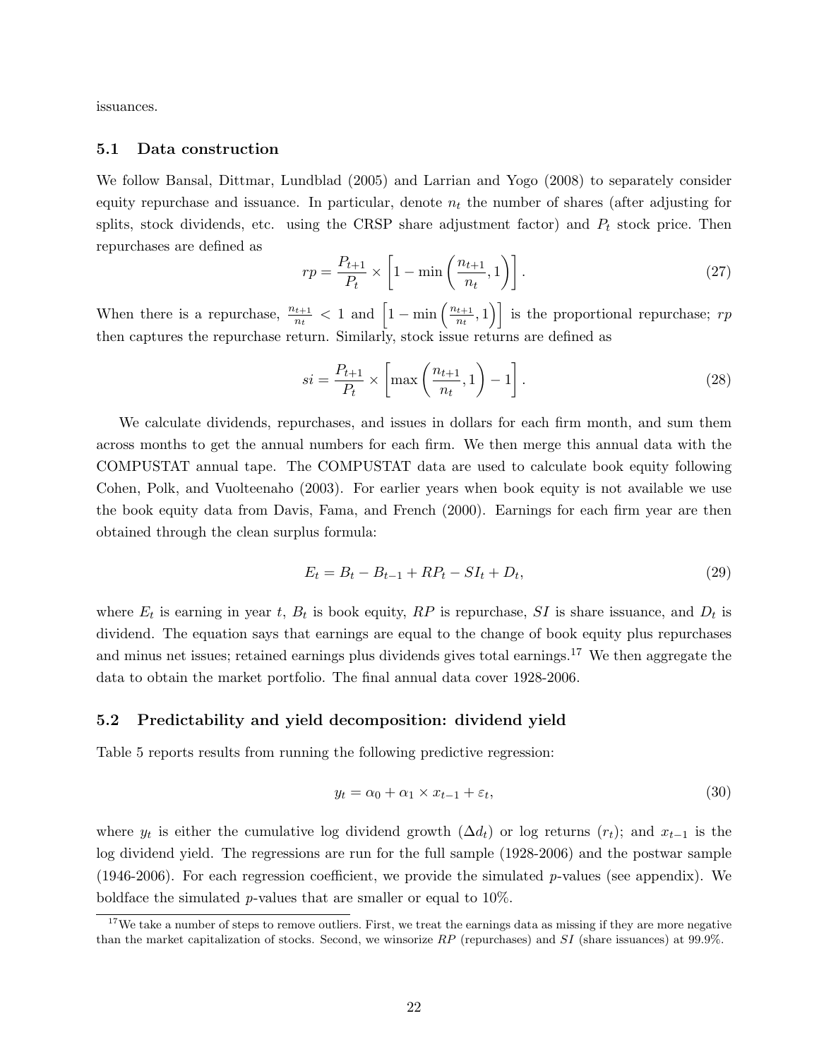issuances.

### 5.1 Data construction

We follow Bansal, Dittmar, Lundblad (2005) and Larrian and Yogo (2008) to separately consider equity repurchase and issuance. In particular, denote $n_t$ the number of shares (after adjusting for splits, stock dividends, etc. using the CRSP share adjustment factor) and $P_t$ stock price. Then repurchases are defined as

$$rp = \frac{P_{t+1}}{P_t} \times \left[1 - \min\left(\frac{n_{t+1}}{n_t}, 1\right)\right]. \tag{27}$$

When there is a repurchase, $\frac{n_{t+1}}{n_t} < 1$ and $\left[1 - \min\left(\frac{n_{t+1}}{n_t}, 1\right)\right]$ is the proportional repurchase; $rp$ then captures the repurchase return. Similarly, stock issue returns are defined as

$$si = \frac{P_{t+1}}{P_t} \times \left[\max\left(\frac{n_{t+1}}{n_t}, 1\right) - 1\right]. \tag{28}$$

We calculate dividends, repurchases, and issues in dollars for each firm month, and sum them across months to get the annual numbers for each firm. We then merge this annual data with the COMPUSTAT annual tape. The COMPUSTAT data are used to calculate book equity following Cohen, Polk, and Vuolteenaho (2003). For earlier years when book equity is not available we use the book equity data from Davis, Fama, and French (2000). Earnings for each firm year are then obtained through the clean surplus formula:

$$E_t = B_t - B_{t-1} + RP_t - SI_t + D_t, \tag{29}$$

where $E_t$ is earning in year $t$, $B_t$ is book equity, $RP$ is repurchase, $SI$ is share issuance, and $D_t$ is dividend. The equation says that earnings are equal to the change of book equity plus repurchases and minus net issues; retained earnings plus dividends gives total earnings.[17] We then aggregate the data to obtain the market portfolio. The final annual data cover 1928-2006.

### 5.2 Predictability and yield decomposition: dividend yield

Table 5 reports results from running the following predictive regression:

$$y_t = \alpha_0 + \alpha_1 \times x_{t-1} + \varepsilon_t, \tag{30}$$

where $y_t$ is either the cumulative log dividend growth ($\Delta d_t$) or log returns ($r_t$); and $x_{t-1}$ is the log dividend yield. The regressions are run for the full sample (1928-2006) and the postwar sample (1946-2006). For each regression coefficient, we provide the simulated $p$-values (see appendix). We boldface the simulated $p$-values that are smaller or equal to 10%.

[17] We take a number of steps to remove outliers. First, we treat the earnings data as missing if they are more negative than the market capitalization of stocks. Second, we winsorize $RP$ (repurchases) and $SI$ (share issuances) at 99.9%.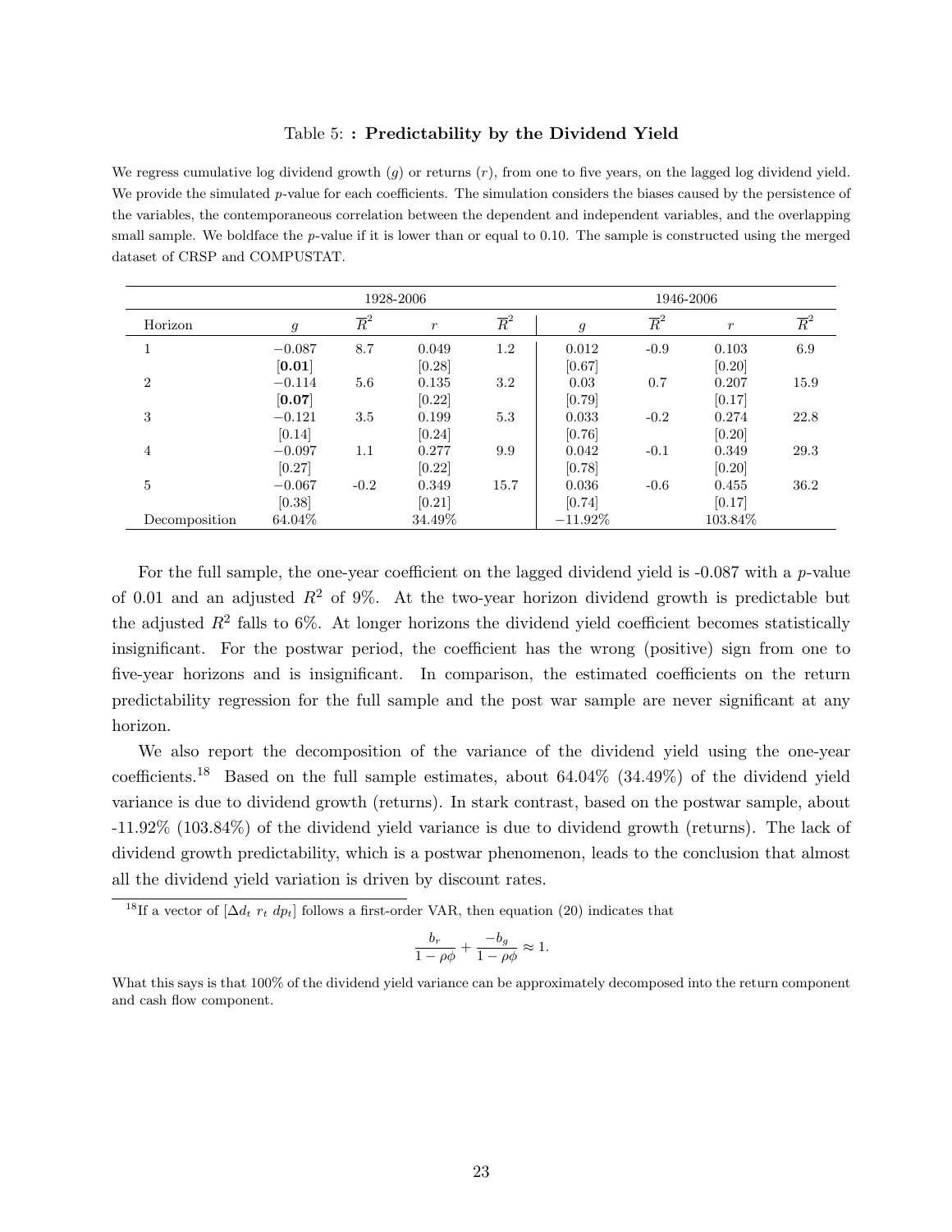Table 5: **: Predictability by the Dividend Yield**

We regress cumulative log dividend growth ($g$) or returns ($r$), from one to five years, on the lagged log dividend yield. We provide the simulated $p$-value for each coefficients. The simulation considers the biases caused by the persistence of the variables, the contemporaneous correlation between the dependent and independent variables, and the overlapping small sample. We boldface the $p$-value if it is lower than or equal to 0.10. The sample is constructed using the merged dataset of CRSP and COMPUSTAT.

| | 1928-2006 | | | | 1946-2006 | | | |
|---|---|---|---|---|---|---|---|---|
| Horizon | $g$ | $\overline{R}^2$ | $r$ | $\overline{R}^2$ | $g$ | $\overline{R}^2$ | $r$ | $\overline{R}^2$ |
| 1 | $-0.087$ | 8.7 | 0.049 | 1.2 | 0.012 | -0.9 | 0.103 | 6.9 |
| | [**0.01**] | | [0.28] | | [0.67] | | [0.20] | |
| 2 | $-0.114$ | 5.6 | 0.135 | 3.2 | 0.03 | 0.7 | 0.207 | 15.9 |
| | [**0.07**] | | [0.22] | | [0.79] | | [0.17] | |
| 3 | $-0.121$ | 3.5 | 0.199 | 5.3 | 0.033 | -0.2 | 0.274 | 22.8 |
| | [0.14] | | [0.24] | | [0.76] | | [0.20] | |
| 4 | $-0.097$ | 1.1 | 0.277 | 9.9 | 0.042 | -0.1 | 0.349 | 29.3 |
| | [0.27] | | [0.22] | | [0.78] | | [0.20] | |
| 5 | $-0.067$ | -0.2 | 0.349 | 15.7 | 0.036 | -0.6 | 0.455 | 36.2 |
| | [0.38] | | [0.21] | | [0.74] | | [0.17] | |
| Decomposition | 64.04% | | 34.49% | | $-11.92$% | | 103.84% | |

For the full sample, the one-year coefficient on the lagged dividend yield is -0.087 with a $p$-value of 0.01 and an adjusted $R^2$ of 9%. At the two-year horizon dividend growth is predictable but the adjusted $R^2$ falls to 6%. At longer horizons the dividend yield coefficient becomes statistically insignificant. For the postwar period, the coefficient has the wrong (positive) sign from one to five-year horizons and is insignificant. In comparison, the estimated coefficients on the return predictability regression for the full sample and the post war sample are never significant at any horizon.

We also report the decomposition of the variance of the dividend yield using the one-year coefficients.[18] Based on the full sample estimates, about 64.04% (34.49%) of the dividend yield variance is due to dividend growth (returns). In stark contrast, based on the postwar sample, about -11.92% (103.84%) of the dividend yield variance is due to dividend growth (returns). The lack of dividend growth predictability, which is a postwar phenomenon, leads to the conclusion that almost all the dividend yield variation is driven by discount rates.

[18]If a vector of $[\Delta d_t \ r_t \ dp_t]$ follows a first-order VAR, then equation (20) indicates that

$$\frac{b_r}{1-\rho\phi} + \frac{-b_g}{1-\rho\phi} \approx 1.$$

What this says is that 100% of the dividend yield variance can be approximately decomposed into the return component and cash flow component.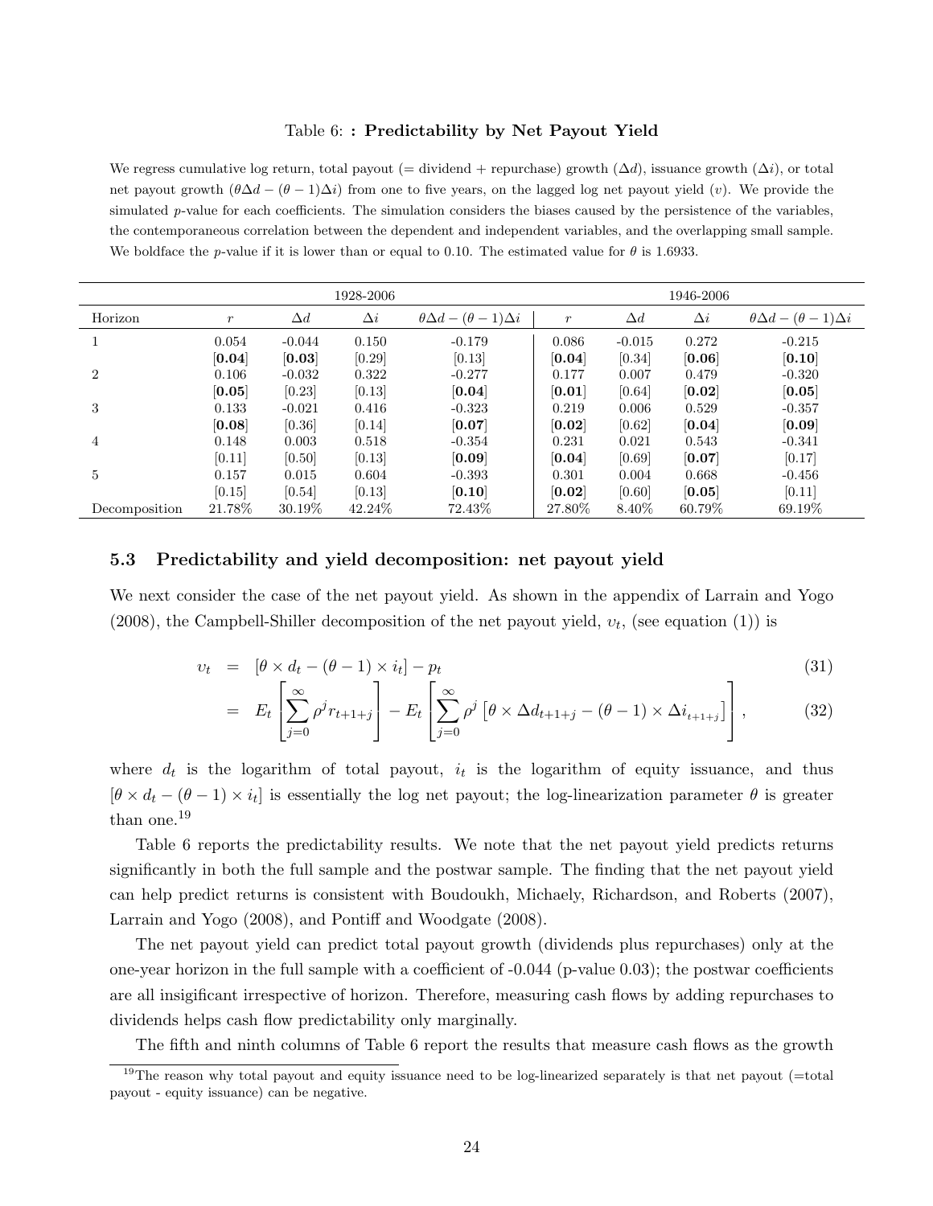Table 6: **: Predictability by Net Payout Yield**

We regress cumulative log return, total payout (= dividend + repurchase) growth ($\Delta d$), issuance growth ($\Delta i$), or total net payout growth ($\theta\Delta d - (\theta-1)\Delta i$) from one to five years, on the lagged log net payout yield ($v$). We provide the simulated $p$-value for each coefficients. The simulation considers the biases caused by the persistence of the variables, the contemporaneous correlation between the dependent and independent variables, and the overlapping small sample. We boldface the $p$-value if it is lower than or equal to 0.10. The estimated value for $\theta$ is 1.6933.

| | 1928-2006 | | | | 1946-2006 | | | |
|---|---|---|---|---|---|---|---|---|
| Horizon | $r$ | $\Delta d$ | $\Delta i$ | $\theta\Delta d - (\theta-1)\Delta i$ | $r$ | $\Delta d$ | $\Delta i$ | $\theta\Delta d - (\theta-1)\Delta i$ |
| 1 | 0.054 | -0.044 | 0.150 | -0.179 | 0.086 | -0.015 | 0.272 | -0.215 |
| | **[0.04]** | **[0.03]** | [0.29] | [0.13] | **[0.04]** | [0.34] | **[0.06]** | **[0.10]** |
| 2 | 0.106 | -0.032 | 0.322 | -0.277 | 0.177 | 0.007 | 0.479 | -0.320 |
| | **[0.05]** | [0.23] | [0.13] | **[0.04]** | **[0.01]** | [0.64] | **[0.02]** | **[0.05]** |
| 3 | 0.133 | -0.021 | 0.416 | -0.323 | 0.219 | 0.006 | 0.529 | -0.357 |
| | **[0.08]** | [0.36] | [0.14] | **[0.07]** | **[0.02]** | [0.62] | **[0.04]** | **[0.09]** |
| 4 | 0.148 | 0.003 | 0.518 | -0.354 | 0.231 | 0.021 | 0.543 | -0.341 |
| | [0.11] | [0.50] | [0.13] | **[0.09]** | **[0.04]** | [0.69] | **[0.07]** | [0.17] |
| 5 | 0.157 | 0.015 | 0.604 | -0.393 | 0.301 | 0.004 | 0.668 | -0.456 |
| | [0.15] | [0.54] | [0.13] | **[0.10]** | **[0.02]** | [0.60] | **[0.05]** | [0.11] |
| Decomposition | 21.78% | 30.19% | 42.24% | 72.43% | 27.80% | 8.40% | 60.79% | 69.19% |

### 5.3 Predictability and yield decomposition: net payout yield

We next consider the case of the net payout yield. As shown in the appendix of Larrain and Yogo (2008), the Campbell-Shiller decomposition of the net payout yield, $v_t$, (see equation (1)) is

$$v_t = [\theta \times d_t - (\theta - 1) \times i_t] - p_t \tag{31}$$

$$= E_t\left[\sum_{j=0}^{\infty} \rho^j r_{t+1+j}\right] - E_t\left[\sum_{j=0}^{\infty} \rho^j \left[\theta \times \Delta d_{t+1+j} - (\theta - 1) \times \Delta i_{t+1+j}\right]\right], \tag{32}$$

where $d_t$ is the logarithm of total payout, $i_t$ is the logarithm of equity issuance, and thus $[\theta \times d_t - (\theta - 1) \times i_t]$ is essentially the log net payout; the log-linearization parameter $\theta$ is greater than one.[19]

Table 6 reports the predictability results. We note that the net payout yield predicts returns significantly in both the full sample and the postwar sample. The finding that the net payout yield can help predict returns is consistent with Boudoukh, Michaely, Richardson, and Roberts (2007), Larrain and Yogo (2008), and Pontiff and Woodgate (2008).

The net payout yield can predict total payout growth (dividends plus repurchases) only at the one-year horizon in the full sample with a coefficient of -0.044 (p-value 0.03); the postwar coefficients are all insigificant irrespective of horizon. Therefore, measuring cash flows by adding repurchases to dividends helps cash flow predictability only marginally.

The fifth and ninth columns of Table 6 report the results that measure cash flows as the growth

[19] The reason why total payout and equity issuance need to be log-linearized separately is that net payout (=total payout - equity issuance) can be negative.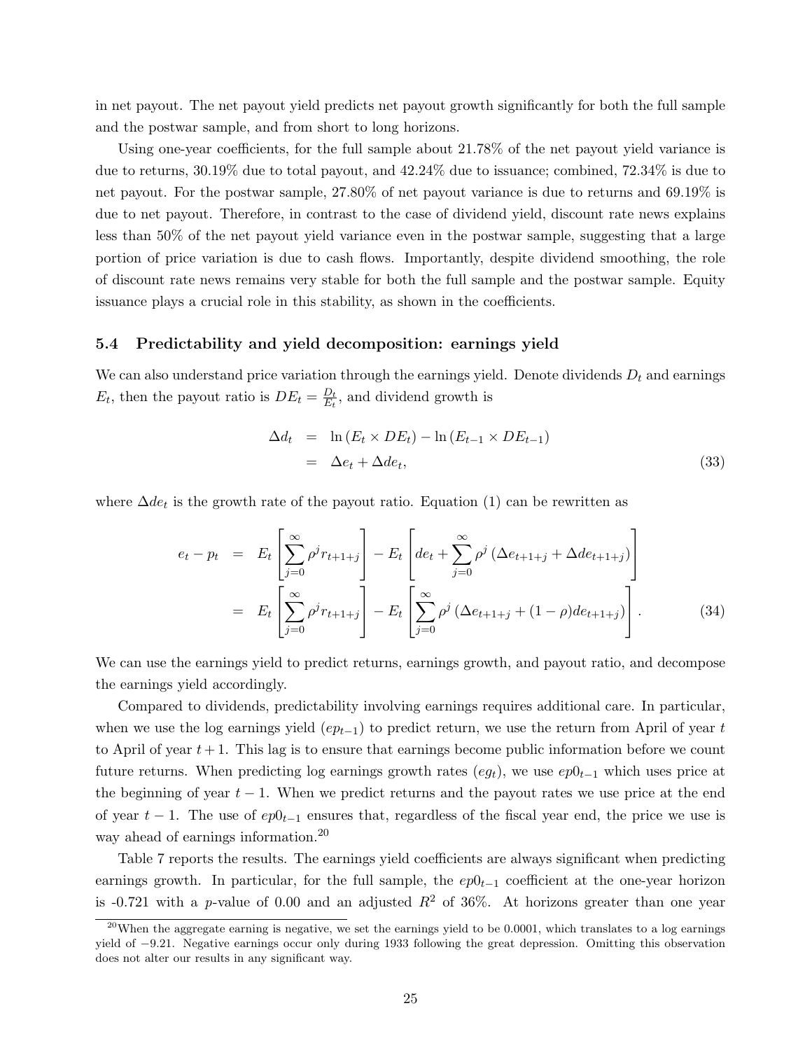in net payout. The net payout yield predicts net payout growth significantly for both the full sample and the postwar sample, and from short to long horizons.

Using one-year coefficients, for the full sample about 21.78% of the net payout yield variance is due to returns, 30.19% due to total payout, and 42.24% due to issuance; combined, 72.34% is due to net payout. For the postwar sample, 27.80% of net payout variance is due to returns and 69.19% is due to net payout. Therefore, in contrast to the case of dividend yield, discount rate news explains less than 50% of the net payout yield variance even in the postwar sample, suggesting that a large portion of price variation is due to cash flows. Importantly, despite dividend smoothing, the role of discount rate news remains very stable for both the full sample and the postwar sample. Equity issuance plays a crucial role in this stability, as shown in the coefficients.

### 5.4 Predictability and yield decomposition: earnings yield

We can also understand price variation through the earnings yield. Denote dividends $D_t$ and earnings $E_t$, then the payout ratio is $DE_t = \frac{D_t}{E_t}$, and dividend growth is

$$
\begin{aligned}
\Delta d_t &= \ln\left(E_t \times DE_t\right) - \ln\left(E_{t-1} \times DE_{t-1}\right) \\
&= \Delta e_t + \Delta de_t,
\end{aligned}
\tag{33}
$$

where $\Delta de_t$ is the growth rate of the payout ratio. Equation (1) can be rewritten as

$$
\begin{aligned}
e_t - p_t &= E_t\left[\sum_{j=0}^{\infty} \rho^j r_{t+1+j}\right] - E_t\left[de_t + \sum_{j=0}^{\infty} \rho^j \left(\Delta e_{t+1+j} + \Delta de_{t+1+j}\right)\right] \\
&= E_t\left[\sum_{j=0}^{\infty} \rho^j r_{t+1+j}\right] - E_t\left[\sum_{j=0}^{\infty} \rho^j \left(\Delta e_{t+1+j} + (1-\rho) de_{t+1+j}\right)\right].
\end{aligned}
\tag{34}
$$

We can use the earnings yield to predict returns, earnings growth, and payout ratio, and decompose the earnings yield accordingly.

Compared to dividends, predictability involving earnings requires additional care. In particular, when we use the log earnings yield ($ep_{t-1}$) to predict return, we use the return from April of year $t$ to April of year $t+1$. This lag is to ensure that earnings become public information before we count future returns. When predicting log earnings growth rates ($eg_t$), we use $ep0_{t-1}$ which uses price at the beginning of year $t-1$. When we predict returns and the payout rates we use price at the end of year $t-1$. The use of $ep0_{t-1}$ ensures that, regardless of the fiscal year end, the price we use is way ahead of earnings information.[20]

Table 7 reports the results. The earnings yield coefficients are always significant when predicting earnings growth. In particular, for the full sample, the $ep0_{t-1}$ coefficient at the one-year horizon is -0.721 with a $p$-value of 0.00 and an adjusted $R^2$ of 36%. At horizons greater than one year

[20]When the aggregate earning is negative, we set the earnings yield to be 0.0001, which translates to a log earnings yield of −9.21. Negative earnings occur only during 1933 following the great depression. Omitting this observation does not alter our results in any significant way.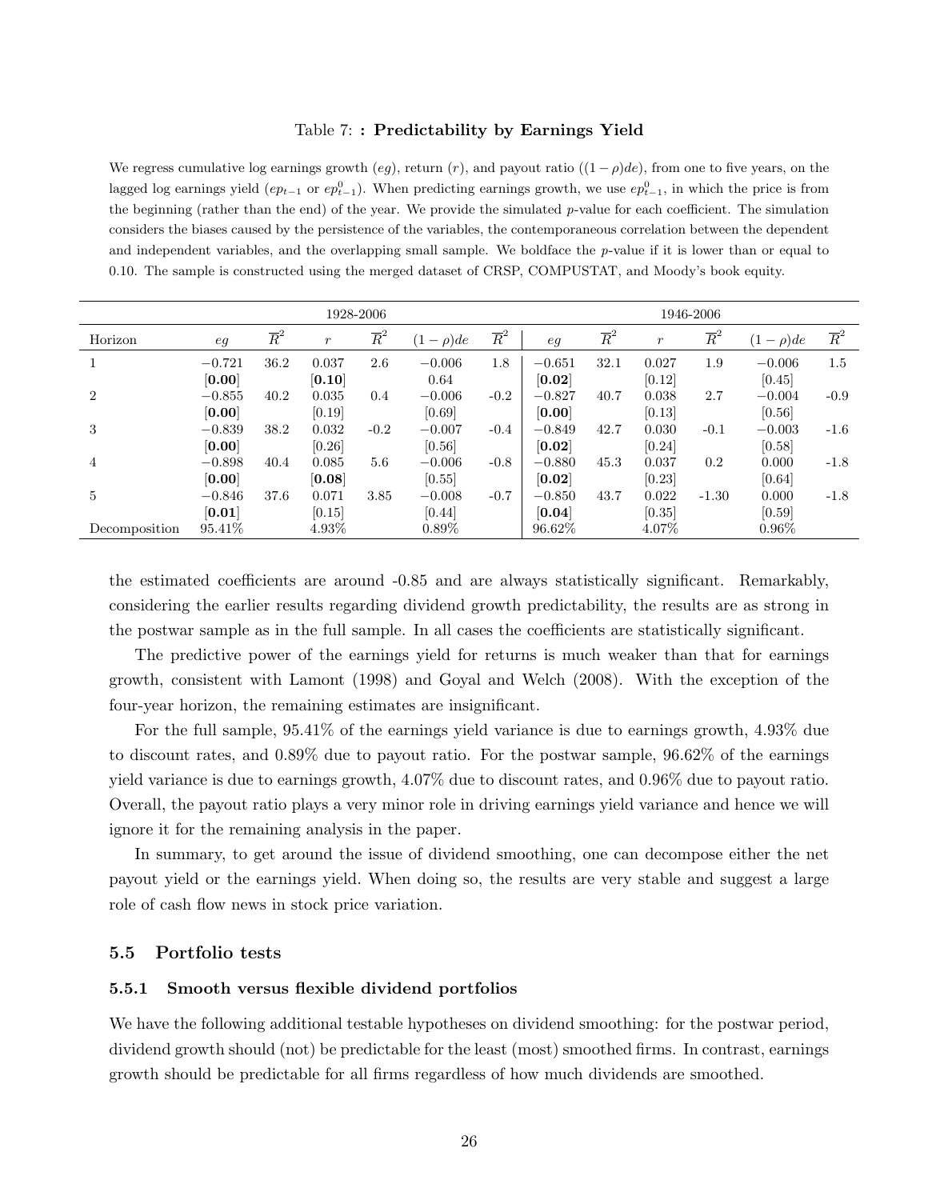Table 7: **: Predictability by Earnings Yield**

We regress cumulative log earnings growth ($eg$), return ($r$), and payout ratio ($(1-\rho)de$), from one to five years, on the lagged log earnings yield ($ep_{t-1}$ or $ep^0_{t-1}$). When predicting earnings growth, we use $ep^0_{t-1}$, in which the price is from the beginning (rather than the end) of the year. We provide the simulated $p$-value for each coefficient. The simulation considers the biases caused by the persistence of the variables, the contemporaneous correlation between the dependent and independent variables, and the overlapping small sample. We boldface the $p$-value if it is lower than or equal to 0.10. The sample is constructed using the merged dataset of CRSP, COMPUSTAT, and Moody's book equity.

| | 1928-2006 | | | | | | 1946-2006 | | | | | |
|---|---|---|---|---|---|---|---|---|---|---|---|---|
| Horizon | $eg$ | $\overline{R}^2$ | $r$ | $\overline{R}^2$ | $(1-\rho)de$ | $\overline{R}^2$ | $eg$ | $\overline{R}^2$ | $r$ | $\overline{R}^2$ | $(1-\rho)de$ | $\overline{R}^2$ |
| 1 | −0.721 | 36.2 | 0.037 | 2.6 | −0.006 | 1.8 | −0.651 | 32.1 | 0.027 | 1.9 | −0.006 | 1.5 |
| | [**0.00**] | | [**0.10**] | | 0.64 | | [**0.02**] | | [0.12] | | [0.45] | |
| 2 | −0.855 | 40.2 | 0.035 | 0.4 | −0.006 | -0.2 | −0.827 | 40.7 | 0.038 | 2.7 | −0.004 | -0.9 |
| | [**0.00**] | | [0.19] | | [0.69] | | [**0.00**] | | [0.13] | | [0.56] | |
| 3 | −0.839 | 38.2 | 0.032 | -0.2 | −0.007 | -0.4 | −0.849 | 42.7 | 0.030 | -0.1 | −0.003 | -1.6 |
| | [**0.00**] | | [0.26] | | [0.56] | | [**0.02**] | | [0.24] | | [0.58] | |
| 4 | −0.898 | 40.4 | 0.085 | 5.6 | −0.006 | -0.8 | −0.880 | 45.3 | 0.037 | 0.2 | 0.000 | -1.8 |
| | [**0.00**] | | [**0.08**] | | [0.55] | | [**0.02**] | | [0.23] | | [0.64] | |
| 5 | −0.846 | 37.6 | 0.071 | 3.85 | −0.008 | -0.7 | −0.850 | 43.7 | 0.022 | -1.30 | 0.000 | -1.8 |
| | [**0.01**] | | [0.15] | | [0.44] | | [**0.04**] | | [0.35] | | [0.59] | |
| Decomposition | 95.41% | | 4.93% | | 0.89% | | 96.62% | | 4.07% | | 0.96% | |

the estimated coefficients are around -0.85 and are always statistically significant. Remarkably, considering the earlier results regarding dividend growth predictability, the results are as strong in the postwar sample as in the full sample. In all cases the coefficients are statistically significant.

The predictive power of the earnings yield for returns is much weaker than that for earnings growth, consistent with Lamont (1998) and Goyal and Welch (2008). With the exception of the four-year horizon, the remaining estimates are insignificant.

For the full sample, 95.41% of the earnings yield variance is due to earnings growth, 4.93% due to discount rates, and 0.89% due to payout ratio. For the postwar sample, 96.62% of the earnings yield variance is due to earnings growth, 4.07% due to discount rates, and 0.96% due to payout ratio. Overall, the payout ratio plays a very minor role in driving earnings yield variance and hence we will ignore it for the remaining analysis in the paper.

In summary, to get around the issue of dividend smoothing, one can decompose either the net payout yield or the earnings yield. When doing so, the results are very stable and suggest a large role of cash flow news in stock price variation.

### 5.5 Portfolio tests

#### 5.5.1 Smooth versus flexible dividend portfolios

We have the following additional testable hypotheses on dividend smoothing: for the postwar period, dividend growth should (not) be predictable for the least (most) smoothed firms. In contrast, earnings growth should be predictable for all firms regardless of how much dividends are smoothed.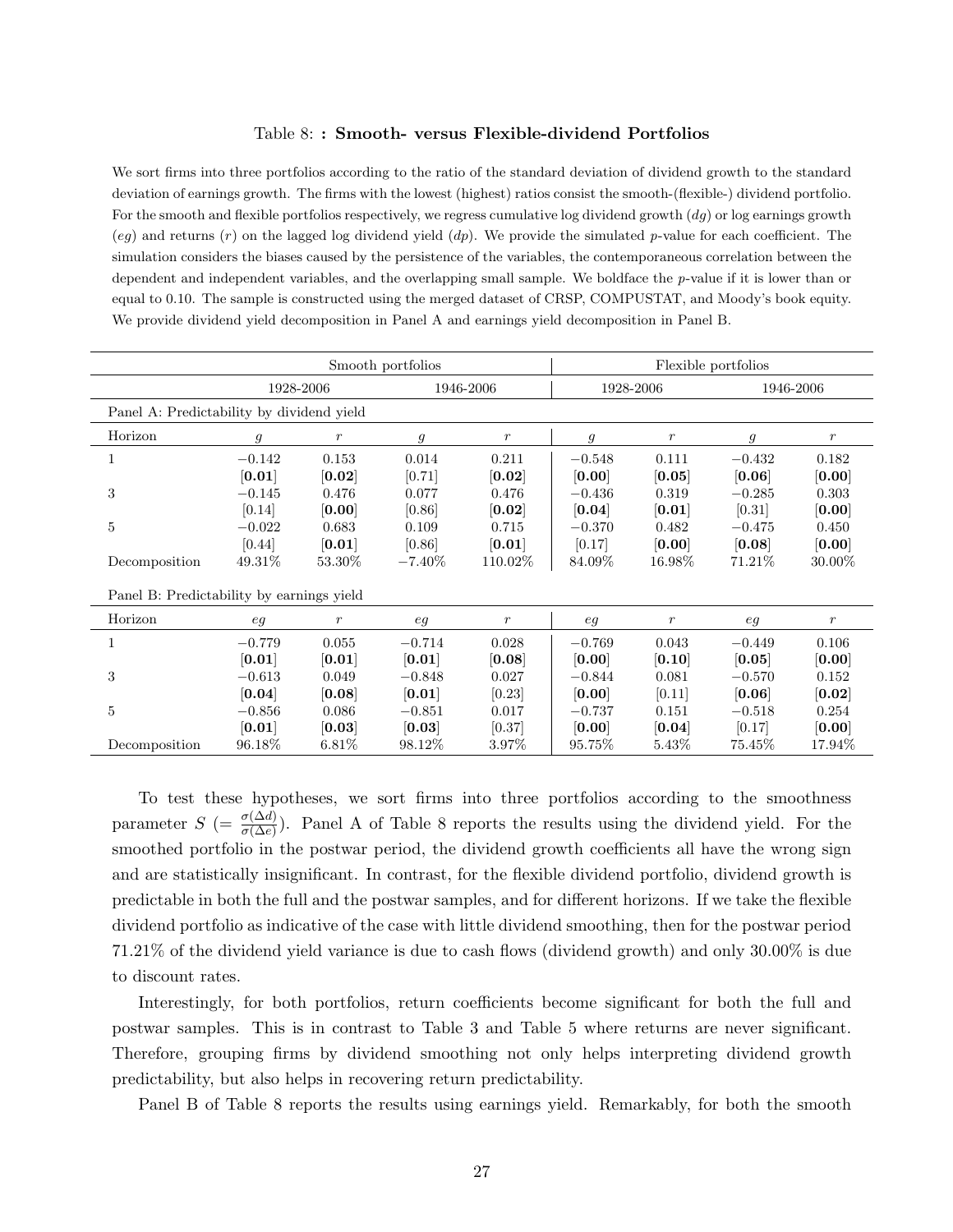Table 8: **: Smooth- versus Flexible-dividend Portfolios**

We sort firms into three portfolios according to the ratio of the standard deviation of dividend growth to the standard deviation of earnings growth. The firms with the lowest (highest) ratios consist the smooth-(flexible-) dividend portfolio. For the smooth and flexible portfolios respectively, we regress cumulative log dividend growth ($dg$) or log earnings growth ($eg$) and returns ($r$) on the lagged log dividend yield ($dp$). We provide the simulated $p$-value for each coefficient. The simulation considers the biases caused by the persistence of the variables, the contemporaneous correlation between the dependent and independent variables, and the overlapping small sample. We boldface the $p$-value if it is lower than or equal to 0.10. The sample is constructed using the merged dataset of CRSP, COMPUSTAT, and Moody's book equity. We provide dividend yield decomposition in Panel A and earnings yield decomposition in Panel B.

| | Smooth portfolios | | | | Flexible portfolios | | | |
|---|---|---|---|---|---|---|---|---|
| | 1928-2006 | | 1946-2006 | | 1928-2006 | | 1946-2006 | |
| **Panel A: Predictability by dividend yield** | | | | | | | | |
| Horizon | $g$ | $r$ | $g$ | $r$ | $g$ | $r$ | $g$ | $r$ |
| 1 | $-0.142$ | 0.153 | 0.014 | 0.211 | $-0.548$ | 0.111 | $-0.432$ | 0.182 |
| | **[0.01]** | **[0.02]** | [0.71] | **[0.02]** | **[0.00]** | **[0.05]** | **[0.06]** | **[0.00]** |
| 3 | $-0.145$ | 0.476 | 0.077 | 0.476 | $-0.436$ | 0.319 | $-0.285$ | 0.303 |
| | [0.14] | **[0.00]** | [0.86] | **[0.02]** | **[0.04]** | **[0.01]** | [0.31] | **[0.00]** |
| 5 | $-0.022$ | 0.683 | 0.109 | 0.715 | $-0.370$ | 0.482 | $-0.475$ | 0.450 |
| | [0.44] | **[0.01]** | [0.86] | **[0.01]** | [0.17] | **[0.00]** | **[0.08]** | **[0.00]** |
| Decomposition | 49.31% | 53.30% | $-7.40$% | 110.02% | 84.09% | 16.98% | 71.21% | 30.00% |
| **Panel B: Predictability by earnings yield** | | | | | | | | |
| Horizon | $eg$ | $r$ | $eg$ | $r$ | $eg$ | $r$ | $eg$ | $r$ |
| 1 | $-0.779$ | 0.055 | $-0.714$ | 0.028 | $-0.769$ | 0.043 | $-0.449$ | 0.106 |
| | **[0.01]** | **[0.01]** | **[0.01]** | **[0.08]** | **[0.00]** | **[0.10]** | **[0.05]** | **[0.00]** |
| 3 | $-0.613$ | 0.049 | $-0.848$ | 0.027 | $-0.844$ | 0.081 | $-0.570$ | 0.152 |
| | **[0.04]** | **[0.08]** | **[0.01]** | [0.23] | **[0.00]** | [0.11] | **[0.06]** | **[0.02]** |
| 5 | $-0.856$ | 0.086 | $-0.851$ | 0.017 | $-0.737$ | 0.151 | $-0.518$ | 0.254 |
| | **[0.01]** | **[0.03]** | **[0.03]** | [0.37] | **[0.00]** | **[0.04]** | [0.17] | **[0.00]** |
| Decomposition | 96.18% | 6.81% | 98.12% | 3.97% | 95.75% | 5.43% | 75.45% | 17.94% |

To test these hypotheses, we sort firms into three portfolios according to the smoothness parameter $S$ $(= \frac{\sigma(\Delta d)}{\sigma(\Delta e)})$. Panel A of Table 8 reports the results using the dividend yield. For the smoothed portfolio in the postwar period, the dividend growth coefficients all have the wrong sign and are statistically insignificant. In contrast, for the flexible dividend portfolio, dividend growth is predictable in both the full and the postwar samples, and for different horizons. If we take the flexible dividend portfolio as indicative of the case with little dividend smoothing, then for the postwar period 71.21% of the dividend yield variance is due to cash flows (dividend growth) and only 30.00% is due to discount rates.

Interestingly, for both portfolios, return coefficients become significant for both the full and postwar samples. This is in contrast to Table 3 and Table 5 where returns are never significant. Therefore, grouping firms by dividend smoothing not only helps interpreting dividend growth predictability, but also helps in recovering return predictability.

Panel B of Table 8 reports the results using earnings yield. Remarkably, for both the smooth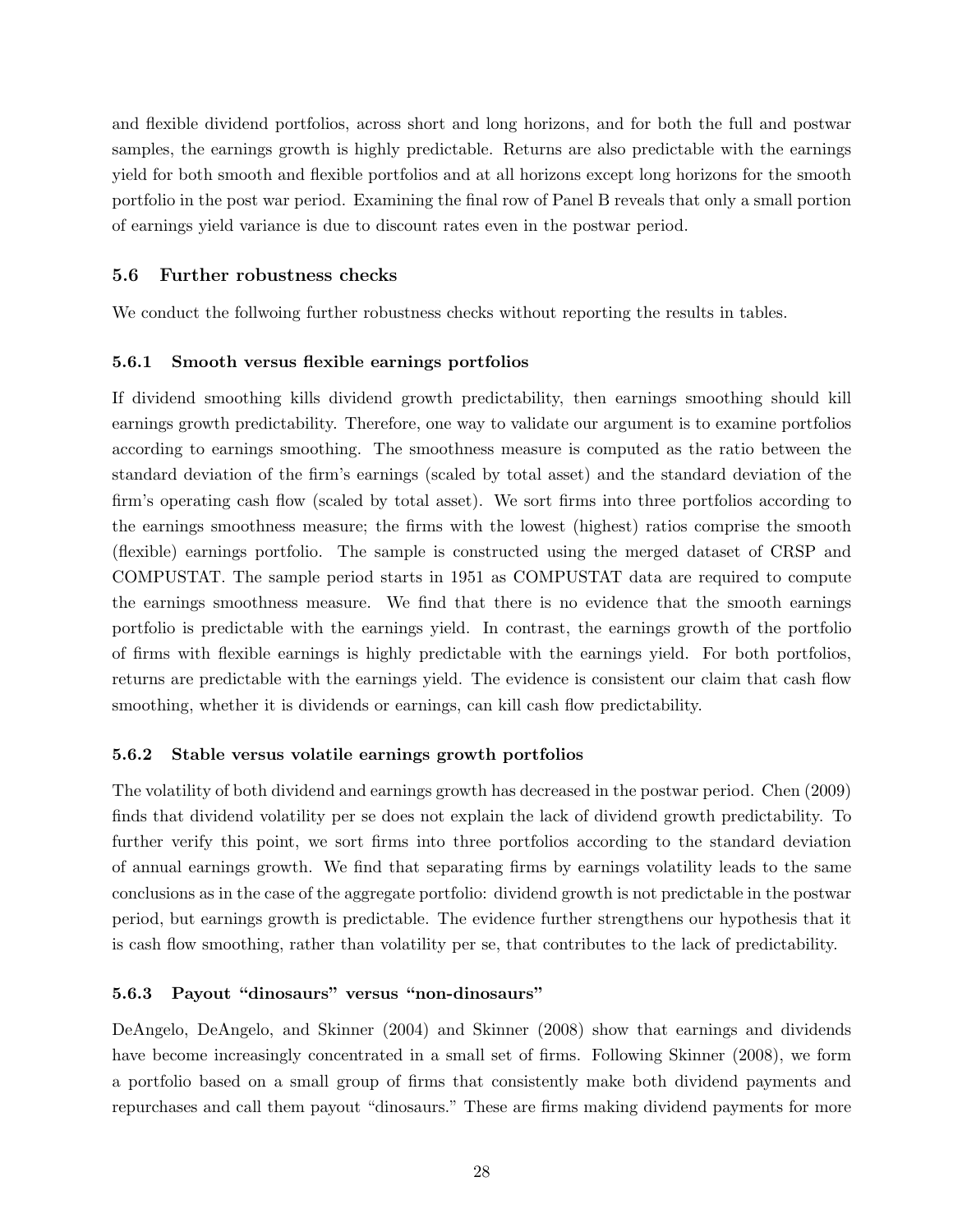and flexible dividend portfolios, across short and long horizons, and for both the full and postwar samples, the earnings growth is highly predictable. Returns are also predictable with the earnings yield for both smooth and flexible portfolios and at all horizons except long horizons for the smooth portfolio in the post war period. Examining the final row of Panel B reveals that only a small portion of earnings yield variance is due to discount rates even in the postwar period.

## 5.6 Further robustness checks

We conduct the follwoing further robustness checks without reporting the results in tables.

### 5.6.1 Smooth versus flexible earnings portfolios

If dividend smoothing kills dividend growth predictability, then earnings smoothing should kill earnings growth predictability. Therefore, one way to validate our argument is to examine portfolios according to earnings smoothing. The smoothness measure is computed as the ratio between the standard deviation of the firm's earnings (scaled by total asset) and the standard deviation of the firm's operating cash flow (scaled by total asset). We sort firms into three portfolios according to the earnings smoothness measure; the firms with the lowest (highest) ratios comprise the smooth (flexible) earnings portfolio. The sample is constructed using the merged dataset of CRSP and COMPUSTAT. The sample period starts in 1951 as COMPUSTAT data are required to compute the earnings smoothness measure. We find that there is no evidence that the smooth earnings portfolio is predictable with the earnings yield. In contrast, the earnings growth of the portfolio of firms with flexible earnings is highly predictable with the earnings yield. For both portfolios, returns are predictable with the earnings yield. The evidence is consistent our claim that cash flow smoothing, whether it is dividends or earnings, can kill cash flow predictability.

### 5.6.2 Stable versus volatile earnings growth portfolios

The volatility of both dividend and earnings growth has decreased in the postwar period. Chen (2009) finds that dividend volatility per se does not explain the lack of dividend growth predictability. To further verify this point, we sort firms into three portfolios according to the standard deviation of annual earnings growth. We find that separating firms by earnings volatility leads to the same conclusions as in the case of the aggregate portfolio: dividend growth is not predictable in the postwar period, but earnings growth is predictable. The evidence further strengthens our hypothesis that it is cash flow smoothing, rather than volatility per se, that contributes to the lack of predictability.

### 5.6.3 Payout "dinosaurs" versus "non-dinosaurs"

DeAngelo, DeAngelo, and Skinner (2004) and Skinner (2008) show that earnings and dividends have become increasingly concentrated in a small set of firms. Following Skinner (2008), we form a portfolio based on a small group of firms that consistently make both dividend payments and repurchases and call them payout "dinosaurs." These are firms making dividend payments for more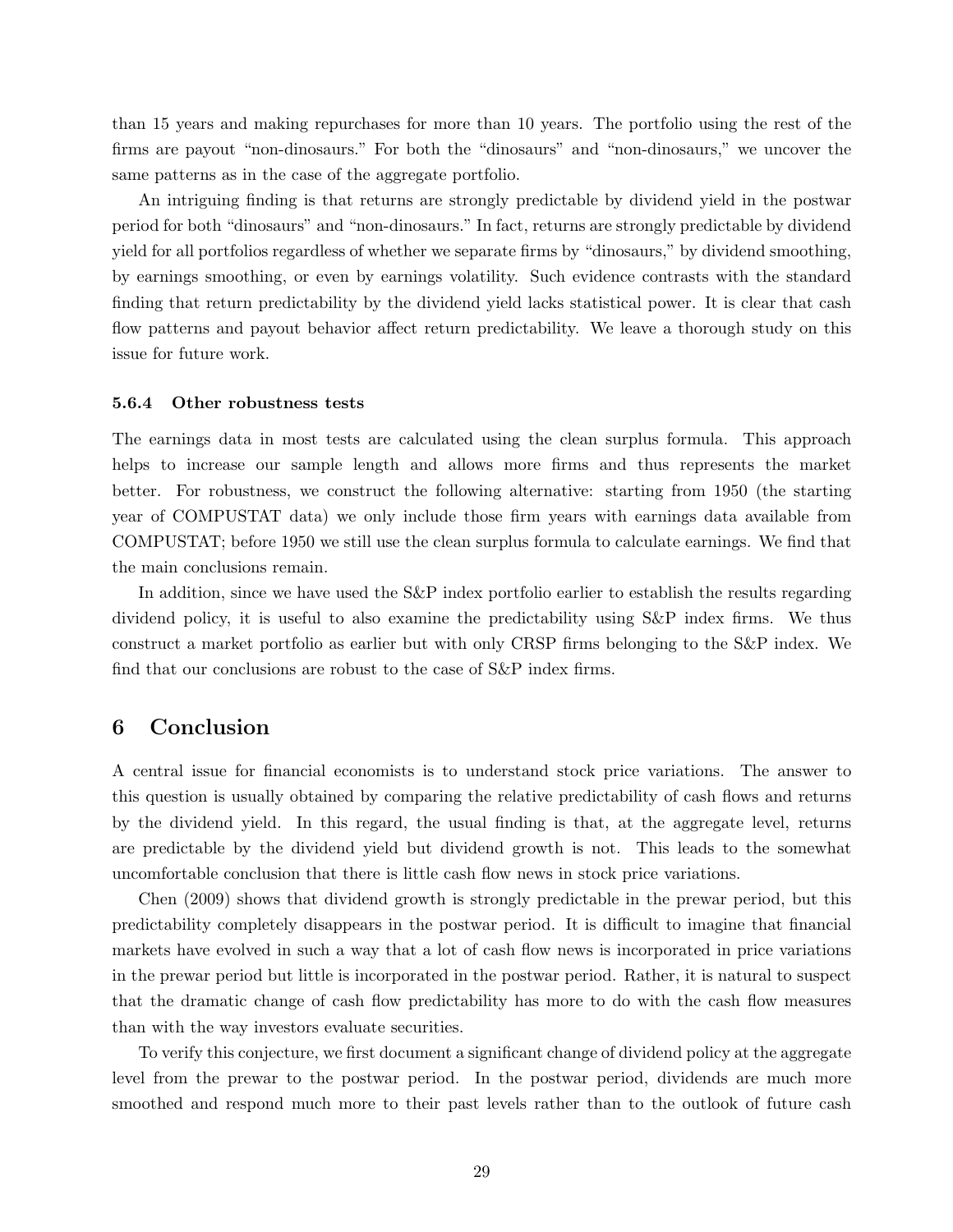than 15 years and making repurchases for more than 10 years. The portfolio using the rest of the firms are payout "non-dinosaurs." For both the "dinosaurs" and "non-dinosaurs," we uncover the same patterns as in the case of the aggregate portfolio.

An intriguing finding is that returns are strongly predictable by dividend yield in the postwar period for both "dinosaurs" and "non-dinosaurs." In fact, returns are strongly predictable by dividend yield for all portfolios regardless of whether we separate firms by "dinosaurs," by dividend smoothing, by earnings smoothing, or even by earnings volatility. Such evidence contrasts with the standard finding that return predictability by the dividend yield lacks statistical power. It is clear that cash flow patterns and payout behavior affect return predictability. We leave a thorough study on this issue for future work.

#### 5.6.4 Other robustness tests

The earnings data in most tests are calculated using the clean surplus formula. This approach helps to increase our sample length and allows more firms and thus represents the market better. For robustness, we construct the following alternative: starting from 1950 (the starting year of COMPUSTAT data) we only include those firm years with earnings data available from COMPUSTAT; before 1950 we still use the clean surplus formula to calculate earnings. We find that the main conclusions remain.

In addition, since we have used the S&P index portfolio earlier to establish the results regarding dividend policy, it is useful to also examine the predictability using S&P index firms. We thus construct a market portfolio as earlier but with only CRSP firms belonging to the S&P index. We find that our conclusions are robust to the case of S&P index firms.

## 6 Conclusion

A central issue for financial economists is to understand stock price variations. The answer to this question is usually obtained by comparing the relative predictability of cash flows and returns by the dividend yield. In this regard, the usual finding is that, at the aggregate level, returns are predictable by the dividend yield but dividend growth is not. This leads to the somewhat uncomfortable conclusion that there is little cash flow news in stock price variations.

Chen (2009) shows that dividend growth is strongly predictable in the prewar period, but this predictability completely disappears in the postwar period. It is difficult to imagine that financial markets have evolved in such a way that a lot of cash flow news is incorporated in price variations in the prewar period but little is incorporated in the postwar period. Rather, it is natural to suspect that the dramatic change of cash flow predictability has more to do with the cash flow measures than with the way investors evaluate securities.

To verify this conjecture, we first document a significant change of dividend policy at the aggregate level from the prewar to the postwar period. In the postwar period, dividends are much more smoothed and respond much more to their past levels rather than to the outlook of future cash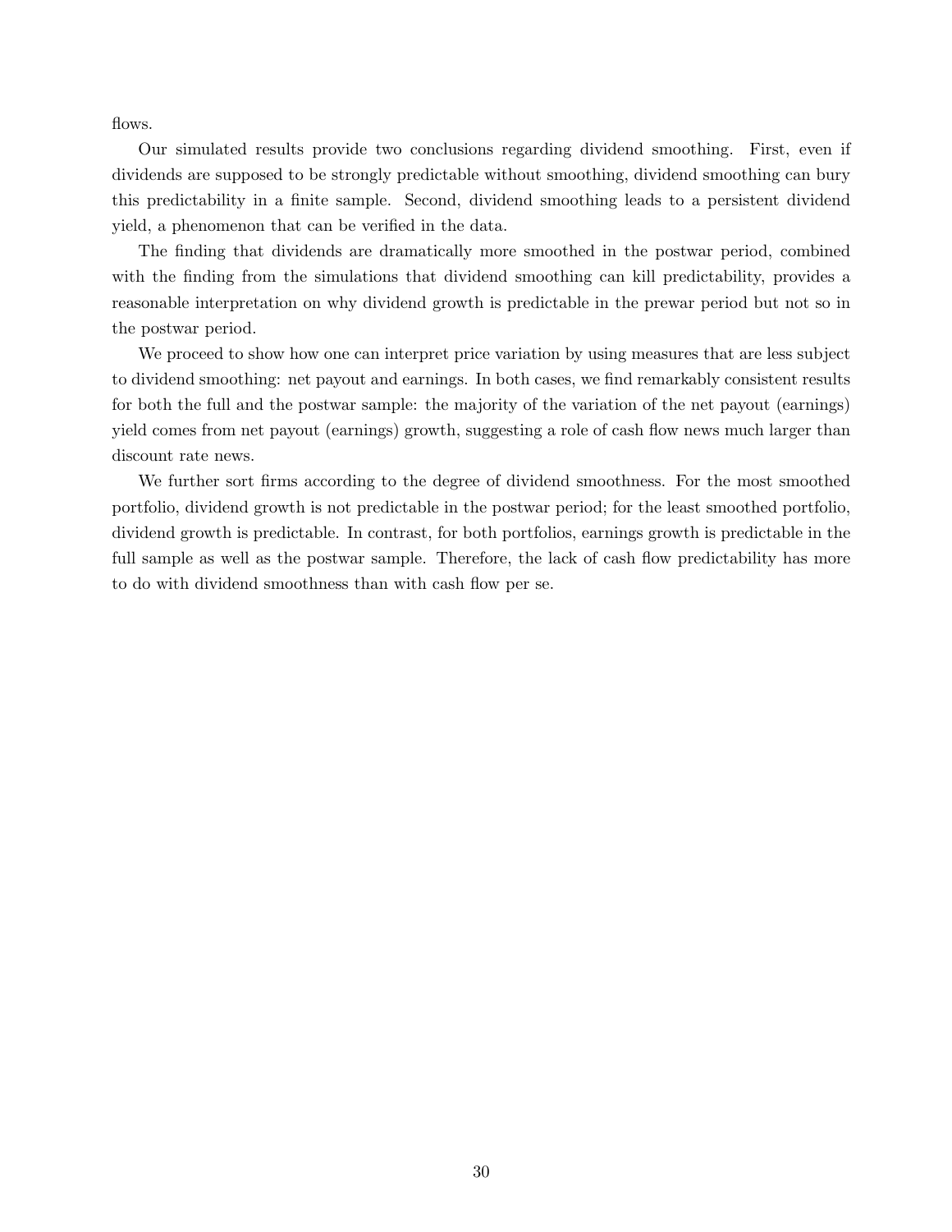flows.

Our simulated results provide two conclusions regarding dividend smoothing. First, even if dividends are supposed to be strongly predictable without smoothing, dividend smoothing can bury this predictability in a finite sample. Second, dividend smoothing leads to a persistent dividend yield, a phenomenon that can be verified in the data.

The finding that dividends are dramatically more smoothed in the postwar period, combined with the finding from the simulations that dividend smoothing can kill predictability, provides a reasonable interpretation on why dividend growth is predictable in the prewar period but not so in the postwar period.

We proceed to show how one can interpret price variation by using measures that are less subject to dividend smoothing: net payout and earnings. In both cases, we find remarkably consistent results for both the full and the postwar sample: the majority of the variation of the net payout (earnings) yield comes from net payout (earnings) growth, suggesting a role of cash flow news much larger than discount rate news.

We further sort firms according to the degree of dividend smoothness. For the most smoothed portfolio, dividend growth is not predictable in the postwar period; for the least smoothed portfolio, dividend growth is predictable. In contrast, for both portfolios, earnings growth is predictable in the full sample as well as the postwar sample. Therefore, the lack of cash flow predictability has more to do with dividend smoothness than with cash flow per se.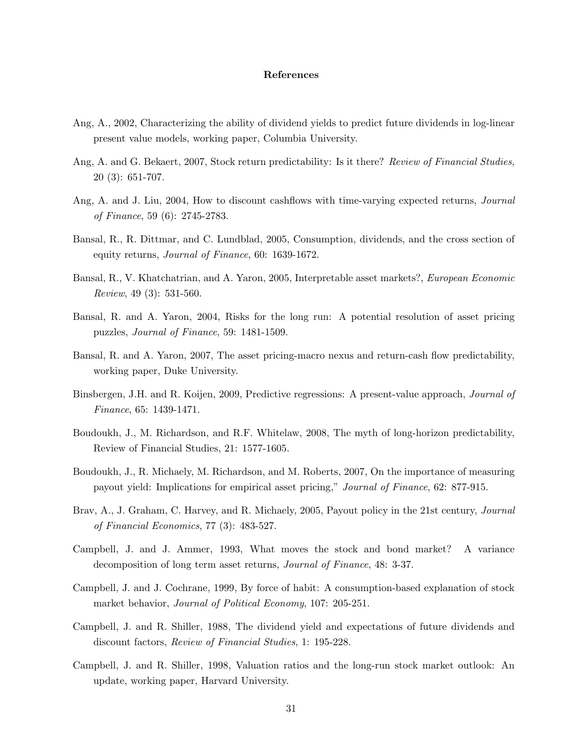## References

Ang, A., 2002, Characterizing the ability of dividend yields to predict future dividends in log-linear present value models, working paper, Columbia University.

Ang, A. and G. Bekaert, 2007, Stock return predictability: Is it there? *Review of Financial Studies*, 20 (3): 651-707.

Ang, A. and J. Liu, 2004, How to discount cashflows with time-varying expected returns, *Journal of Finance*, 59 (6): 2745-2783.

Bansal, R., R. Dittmar, and C. Lundblad, 2005, Consumption, dividends, and the cross section of equity returns, *Journal of Finance*, 60: 1639-1672.

Bansal, R., V. Khatchatrian, and A. Yaron, 2005, Interpretable asset markets?, *European Economic Review*, 49 (3): 531-560.

Bansal, R. and A. Yaron, 2004, Risks for the long run: A potential resolution of asset pricing puzzles, *Journal of Finance*, 59: 1481-1509.

Bansal, R. and A. Yaron, 2007, The asset pricing-macro nexus and return-cash flow predictability, working paper, Duke University.

Binsbergen, J.H. and R. Koijen, 2009, Predictive regressions: A present-value approach, *Journal of Finance*, 65: 1439-1471.

Boudoukh, J., M. Richardson, and R.F. Whitelaw, 2008, The myth of long-horizon predictability, Review of Financial Studies, 21: 1577-1605.

Boudoukh, J., R. Michaely, M. Richardson, and M. Roberts, 2007, On the importance of measuring payout yield: Implications for empirical asset pricing," *Journal of Finance*, 62: 877-915.

Brav, A., J. Graham, C. Harvey, and R. Michaely, 2005, Payout policy in the 21st century, *Journal of Financial Economics*, 77 (3): 483-527.

Campbell, J. and J. Ammer, 1993, What moves the stock and bond market? A variance decomposition of long term asset returns, *Journal of Finance*, 48: 3-37.

Campbell, J. and J. Cochrane, 1999, By force of habit: A consumption-based explanation of stock market behavior, *Journal of Political Economy*, 107: 205-251.

Campbell, J. and R. Shiller, 1988, The dividend yield and expectations of future dividends and discount factors, *Review of Financial Studies*, 1: 195-228.

Campbell, J. and R. Shiller, 1998, Valuation ratios and the long-run stock market outlook: An update, working paper, Harvard University.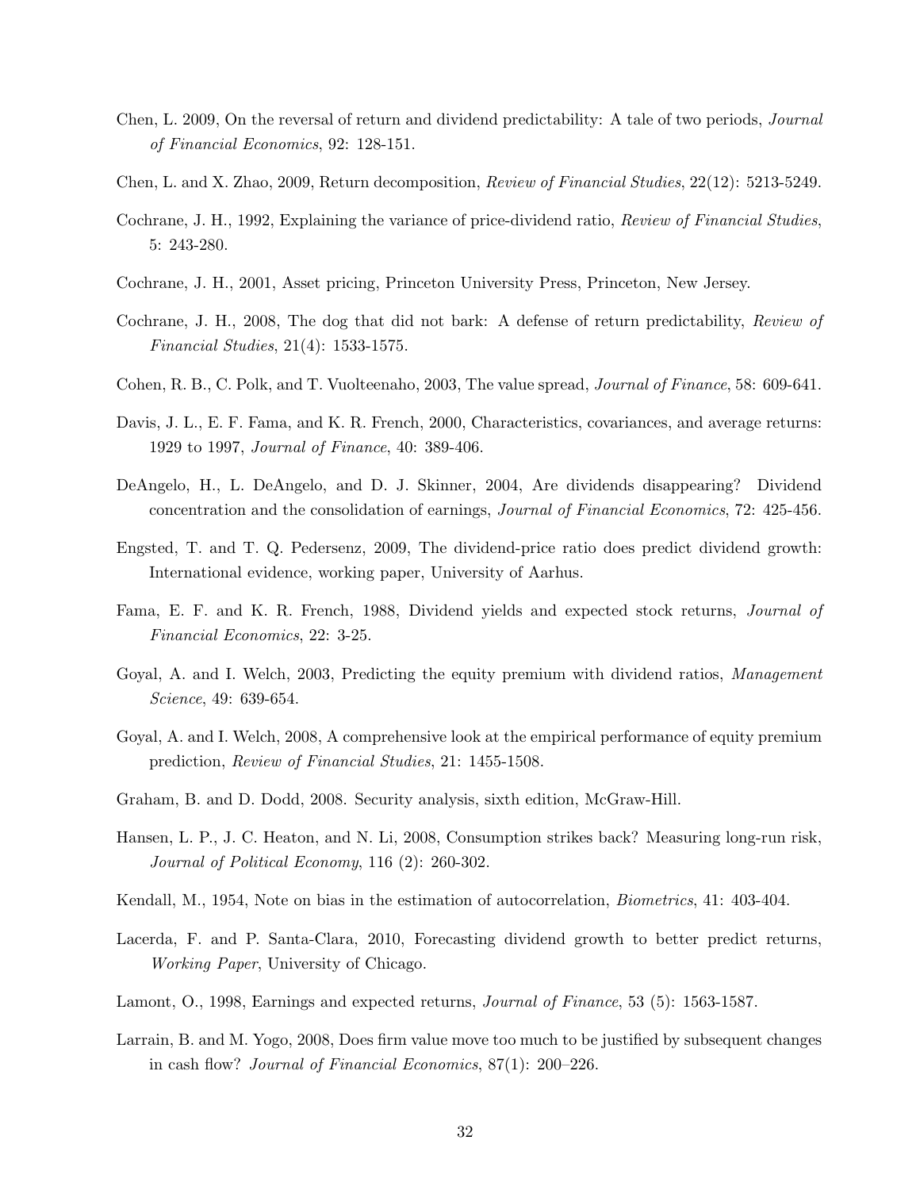Chen, L. 2009, On the reversal of return and dividend predictability: A tale of two periods, *Journal of Financial Economics*, 92: 128-151.

Chen, L. and X. Zhao, 2009, Return decomposition, *Review of Financial Studies*, 22(12): 5213-5249.

Cochrane, J. H., 1992, Explaining the variance of price-dividend ratio, *Review of Financial Studies*, 5: 243-280.

Cochrane, J. H., 2001, Asset pricing, Princeton University Press, Princeton, New Jersey.

Cochrane, J. H., 2008, The dog that did not bark: A defense of return predictability, *Review of Financial Studies*, 21(4): 1533-1575.

Cohen, R. B., C. Polk, and T. Vuolteenaho, 2003, The value spread, *Journal of Finance*, 58: 609-641.

Davis, J. L., E. F. Fama, and K. R. French, 2000, Characteristics, covariances, and average returns: 1929 to 1997, *Journal of Finance*, 40: 389-406.

DeAngelo, H., L. DeAngelo, and D. J. Skinner, 2004, Are dividends disappearing? Dividend concentration and the consolidation of earnings, *Journal of Financial Economics*, 72: 425-456.

Engsted, T. and T. Q. Pedersenz, 2009, The dividend-price ratio does predict dividend growth: International evidence, working paper, University of Aarhus.

Fama, E. F. and K. R. French, 1988, Dividend yields and expected stock returns, *Journal of Financial Economics*, 22: 3-25.

Goyal, A. and I. Welch, 2003, Predicting the equity premium with dividend ratios, *Management Science*, 49: 639-654.

Goyal, A. and I. Welch, 2008, A comprehensive look at the empirical performance of equity premium prediction, *Review of Financial Studies*, 21: 1455-1508.

Graham, B. and D. Dodd, 2008. Security analysis, sixth edition, McGraw-Hill.

Hansen, L. P., J. C. Heaton, and N. Li, 2008, Consumption strikes back? Measuring long-run risk, *Journal of Political Economy*, 116 (2): 260-302.

Kendall, M., 1954, Note on bias in the estimation of autocorrelation, *Biometrics*, 41: 403-404.

Lacerda, F. and P. Santa-Clara, 2010, Forecasting dividend growth to better predict returns, *Working Paper*, University of Chicago.

Lamont, O., 1998, Earnings and expected returns, *Journal of Finance*, 53 (5): 1563-1587.

Larrain, B. and M. Yogo, 2008, Does firm value move too much to be justified by subsequent changes in cash flow? *Journal of Financial Economics*, 87(1): 200–226.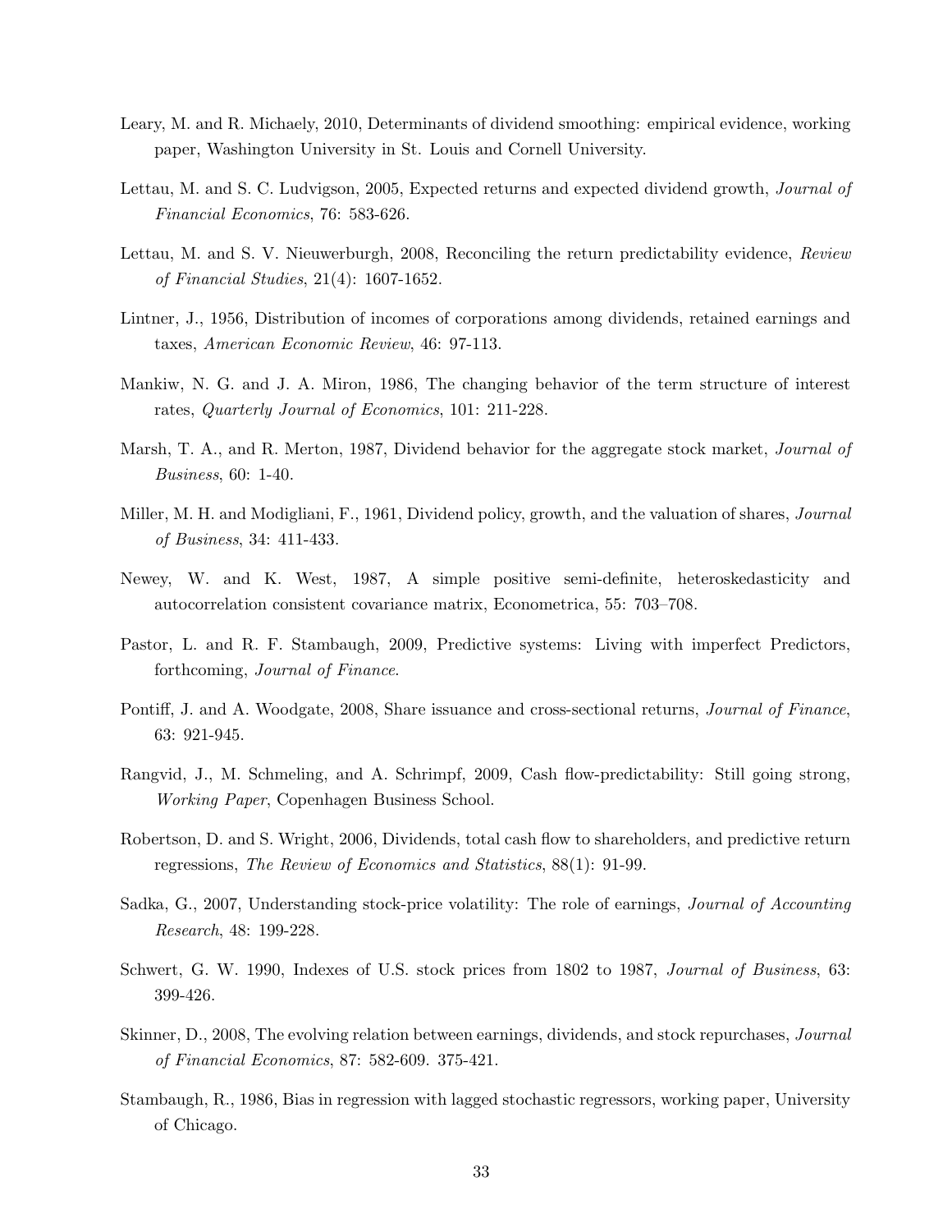Leary, M. and R. Michaely, 2010, Determinants of dividend smoothing: empirical evidence, working paper, Washington University in St. Louis and Cornell University.

Lettau, M. and S. C. Ludvigson, 2005, Expected returns and expected dividend growth, *Journal of Financial Economics*, 76: 583-626.

Lettau, M. and S. V. Nieuwerburgh, 2008, Reconciling the return predictability evidence, *Review of Financial Studies*, 21(4): 1607-1652.

Lintner, J., 1956, Distribution of incomes of corporations among dividends, retained earnings and taxes, *American Economic Review*, 46: 97-113.

Mankiw, N. G. and J. A. Miron, 1986, The changing behavior of the term structure of interest rates, *Quarterly Journal of Economics*, 101: 211-228.

Marsh, T. A., and R. Merton, 1987, Dividend behavior for the aggregate stock market, *Journal of Business*, 60: 1-40.

Miller, M. H. and Modigliani, F., 1961, Dividend policy, growth, and the valuation of shares, *Journal of Business*, 34: 411-433.

Newey, W. and K. West, 1987, A simple positive semi-definite, heteroskedasticity and autocorrelation consistent covariance matrix, Econometrica, 55: 703–708.

Pastor, L. and R. F. Stambaugh, 2009, Predictive systems: Living with imperfect Predictors, forthcoming, *Journal of Finance*.

Pontiff, J. and A. Woodgate, 2008, Share issuance and cross-sectional returns, *Journal of Finance*, 63: 921-945.

Rangvid, J., M. Schmeling, and A. Schrimpf, 2009, Cash flow-predictability: Still going strong, *Working Paper*, Copenhagen Business School.

Robertson, D. and S. Wright, 2006, Dividends, total cash flow to shareholders, and predictive return regressions, *The Review of Economics and Statistics*, 88(1): 91-99.

Sadka, G., 2007, Understanding stock-price volatility: The role of earnings, *Journal of Accounting Research*, 48: 199-228.

Schwert, G. W. 1990, Indexes of U.S. stock prices from 1802 to 1987, *Journal of Business*, 63: 399-426.

Skinner, D., 2008, The evolving relation between earnings, dividends, and stock repurchases, *Journal of Financial Economics*, 87: 582-609. 375-421.

Stambaugh, R., 1986, Bias in regression with lagged stochastic regressors, working paper, University of Chicago.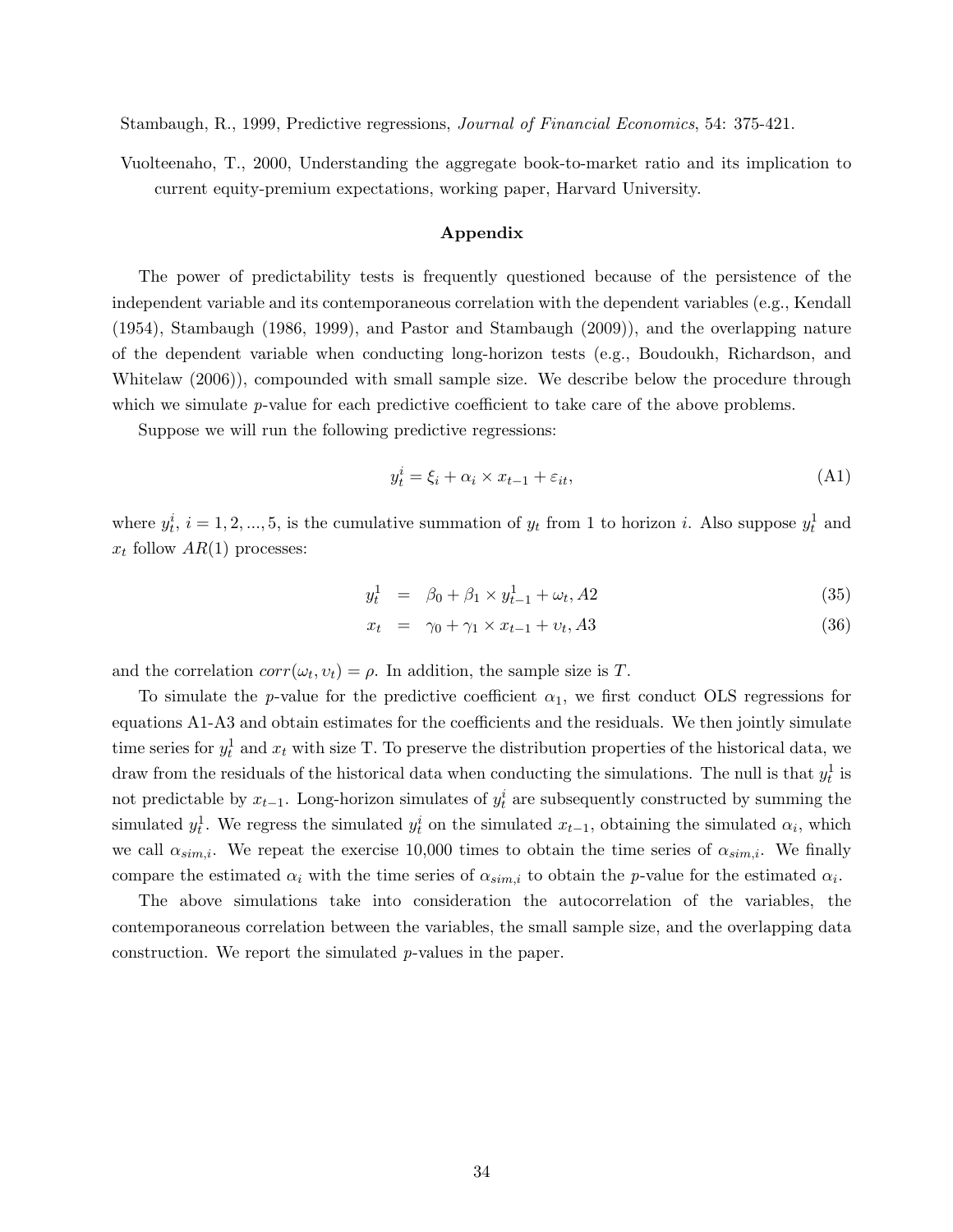Stambaugh, R., 1999, Predictive regressions, *Journal of Financial Economics*, 54: 375-421.

Vuolteenaho, T., 2000, Understanding the aggregate book-to-market ratio and its implication to current equity-premium expectations, working paper, Harvard University.

## Appendix

The power of predictability tests is frequently questioned because of the persistence of the independent variable and its contemporaneous correlation with the dependent variables (e.g., Kendall (1954), Stambaugh (1986, 1999), and Pastor and Stambaugh (2009)), and the overlapping nature of the dependent variable when conducting long-horizon tests (e.g., Boudoukh, Richardson, and Whitelaw (2006)), compounded with small sample size. We describe below the procedure through which we simulate $p$-value for each predictive coefficient to take care of the above problems.

Suppose we will run the following predictive regressions:

$$y_t^i = \xi_i + \alpha_i \times x_{t-1} + \varepsilon_{it}, \tag{A1}$$

where $y_t^i$, $i = 1, 2, ..., 5$, is the cumulative summation of $y_t$ from 1 to horizon $i$. Also suppose $y_t^1$ and $x_t$ follow $AR(1)$ processes:

$$y_t^1 = \beta_0 + \beta_1 \times y_{t-1}^1 + \omega_t, A2 \tag{35}$$

$$x_t = \gamma_0 + \gamma_1 \times x_{t-1} + \upsilon_t, A3 \tag{36}$$

and the correlation $corr(\omega_t, \upsilon_t) = \rho$. In addition, the sample size is $T$.

To simulate the $p$-value for the predictive coefficient $\alpha_1$, we first conduct OLS regressions for equations A1-A3 and obtain estimates for the coefficients and the residuals. We then jointly simulate time series for $y_t^1$ and $x_t$ with size T. To preserve the distribution properties of the historical data, we draw from the residuals of the historical data when conducting the simulations. The null is that $y_t^1$ is not predictable by $x_{t-1}$. Long-horizon simulates of $y_t^i$ are subsequently constructed by summing the simulated $y_t^1$. We regress the simulated $y_t^i$ on the simulated $x_{t-1}$, obtaining the simulated $\alpha_i$, which we call $\alpha_{sim,i}$. We repeat the exercise 10,000 times to obtain the time series of $\alpha_{sim,i}$. We finally compare the estimated $\alpha_i$ with the time series of $\alpha_{sim,i}$ to obtain the $p$-value for the estimated $\alpha_i$.

The above simulations take into consideration the autocorrelation of the variables, the contemporaneous correlation between the variables, the small sample size, and the overlapping data construction. We report the simulated $p$-values in the paper.